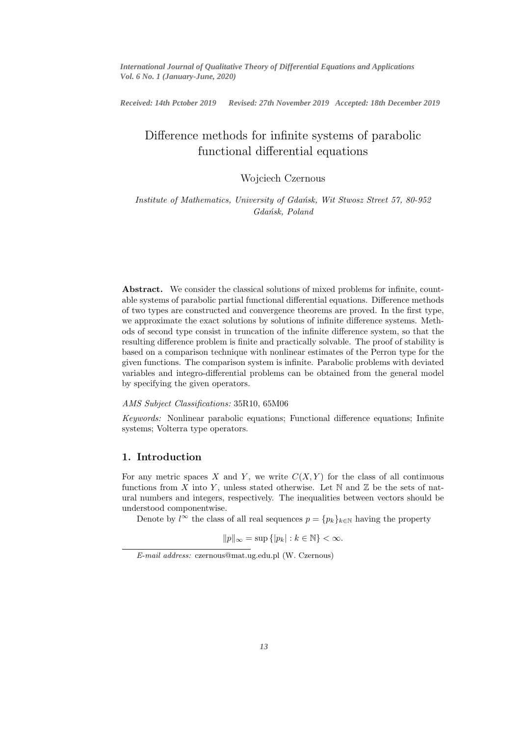*Received: 14th Pctober 2019 Revised: 27th November 2019 Accepted: 18th December 2019*

# Difference methods for infinite systems of parabolic functional differential equations

Wojciech Czernous

*Institute of Mathematics, University of Gdańsk, Wit Stwosz Street 57, 80-952 Gdańsk, Poland*

**Abstract.** We consider the classical solutions of mixed problems for infinite, countable systems of parabolic partial functional differential equations. Difference methods of two types are constructed and convergence theorems are proved. In the first type, we approximate the exact solutions by solutions of infinite difference systems. Methods of second type consist in truncation of the infinite difference system, so that the resulting difference problem is finite and practically solvable. The proof of stability is based on a comparison technique with nonlinear estimates of the Perron type for the given functions. The comparison system is infinite. Parabolic problems with deviated variables and integro-differential problems can be obtained from the general model by specifying the given operators.

*AMS Subject Classifications:* 35R10, 65M06

*Keywords:* Nonlinear parabolic equations; Functional difference equations; Infinite systems; Volterra type operators.

## 1. Introduction

For any metric spaces $X$ and $Y$, we write $C(X, Y)$ for the class of all continuous functions from $X$ into $Y$, unless stated otherwise. Let $\mathbb{N}$ and $\mathbb{Z}$ be the sets of natural numbers and integers, respectively. The inequalities between vectors should be understood componentwise.

Denote by $l^{\infty}$ the class of all real sequences $p = \{p_k\}_{k \in \mathbb{N}}$ having the property

$$\|p\|_{\infty} = \sup\{|p_k| : k \in \mathbb{N}\} < \infty.$$

*E-mail address:* czernous@mat.ug.edu.pl (W. Czernous)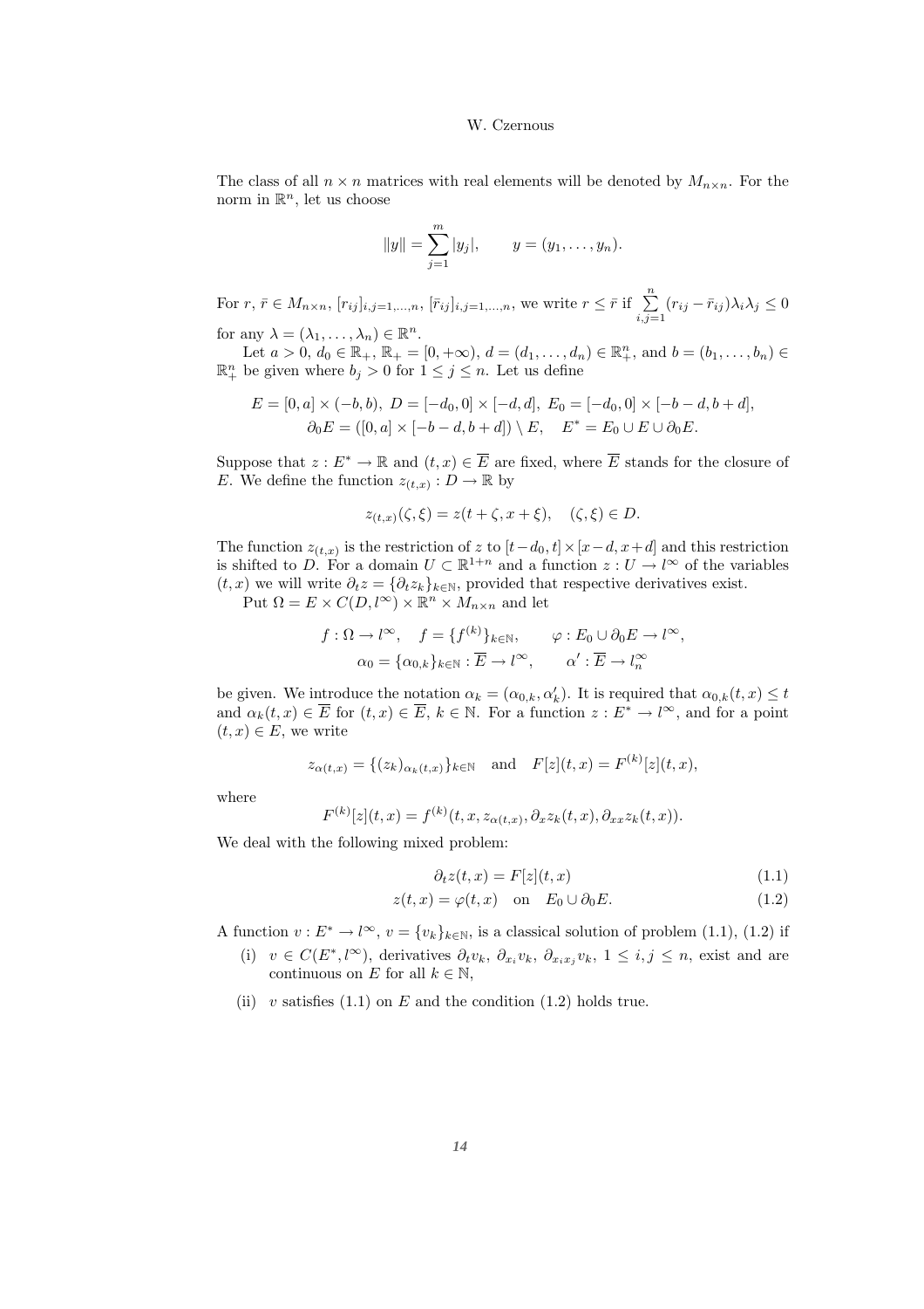The class of all $n \times n$ matrices with real elements will be denoted by $M_{n\times n}$. For the norm in $\mathbb{R}^n$, let us choose

$$\|y\| = \sum_{j=1}^{m} |y_j|, \qquad y = (y_1, \dots, y_n).$$

For $r$, $\bar{r} \in M_{n\times n}$, $[r_{ij}]_{i,j=1,\dots,n}$, $[\bar{r}_{ij}]_{i,j=1,\dots,n}$, we write $r \leq \bar{r}$ if $\sum_{i,j=1}^{n} (r_{ij} - \bar{r}_{ij})\lambda_i \lambda_j \leq 0$ for any $\lambda = (\lambda_1, \dots, \lambda_n) \in \mathbb{R}^n$.

Let $a > 0$, $d_0 \in \mathbb{R}_+$, $\mathbb{R}_+ = [0, +\infty)$, $d = (d_1, \dots, d_n) \in \mathbb{R}^n_+$, and $b = (b_1, \dots, b_n) \in \mathbb{R}^n_+$ be given where $b_j > 0$ for $1 \leq j \leq n$. Let us define

$$E = [0,a] \times (-b,b),\ D = [-d_0, 0] \times [-d, d],\ E_0 = [-d_0, 0] \times [-b-d, b+d],$$
$$\partial_0 E = ([0,a] \times [-b-d, b+d]) \setminus E, \quad E^* = E_0 \cup E \cup \partial_0 E.$$

Suppose that $z : E^* \to \mathbb{R}$ and $(t,x) \in \overline{E}$ are fixed, where $\overline{E}$ stands for the closure of $E$. We define the function $z_{(t,x)} : D \to \mathbb{R}$ by

$$z_{(t,x)}(\zeta, \xi) = z(t + \zeta, x + \xi), \quad (\zeta, \xi) \in D.$$

The function $z_{(t,x)}$ is the restriction of $z$ to $[t-d_0, t] \times [x-d, x+d]$ and this restriction is shifted to $D$. For a domain $U \subset \mathbb{R}^{1+n}$ and a function $z : U \to l^\infty$ of the variables $(t,x)$ we will write $\partial_t z = \{\partial_t z_k\}_{k\in\mathbb{N}}$, provided that respective derivatives exist.

Put $\Omega = E \times C(D, l^\infty) \times \mathbb{R}^n \times M_{n\times n}$ and let

$$f : \Omega \to l^\infty, \quad f = \{f^{(k)}\}_{k\in\mathbb{N}}, \qquad \varphi : E_0 \cup \partial_0 E \to l^\infty,$$
$$\alpha_0 = \{\alpha_{0,k}\}_{k\in\mathbb{N}} : \overline{E} \to l^\infty, \qquad \alpha' : \overline{E} \to l^\infty_n$$

be given. We introduce the notation $\alpha_k = (\alpha_{0,k}, \alpha'_k)$. It is required that $\alpha_{0,k}(t,x) \leq t$ and $\alpha_k(t,x) \in \overline{E}$ for $(t,x) \in \overline{E}$, $k \in \mathbb{N}$. For a function $z : E^* \to l^\infty$, and for a point $(t,x) \in E$, we write

$$z_{\alpha(t,x)} = \{(z_k)_{\alpha_k(t,x)}\}_{k\in\mathbb{N}} \quad \text{and} \quad F[z](t,x) = F^{(k)}[z](t,x),$$

where

$$F^{(k)}[z](t,x) = f^{(k)}(t, x, z_{\alpha(t,x)}, \partial_x z_k(t,x), \partial_{xx} z_k(t,x)).$$

We deal with the following mixed problem:

$$\partial_t z(t,x) = F[z](t,x) \tag{1.1}$$
$$z(t,x) = \varphi(t,x) \quad \text{on} \quad E_0 \cup \partial_0 E. \tag{1.2}$$

A function $v : E^* \to l^\infty$, $v = \{v_k\}_{k\in\mathbb{N}}$, is a classical solution of problem (1.1), (1.2) if

- (i) $v \in C(E^*, l^\infty)$, derivatives $\partial_t v_k$, $\partial_{x_i} v_k$, $\partial_{x_i x_j} v_k$, $1 \leq i,j \leq n$, exist and are continuous on $E$ for all $k \in \mathbb{N}$,
- (ii) $v$ satisfies (1.1) on $E$ and the condition (1.2) holds true.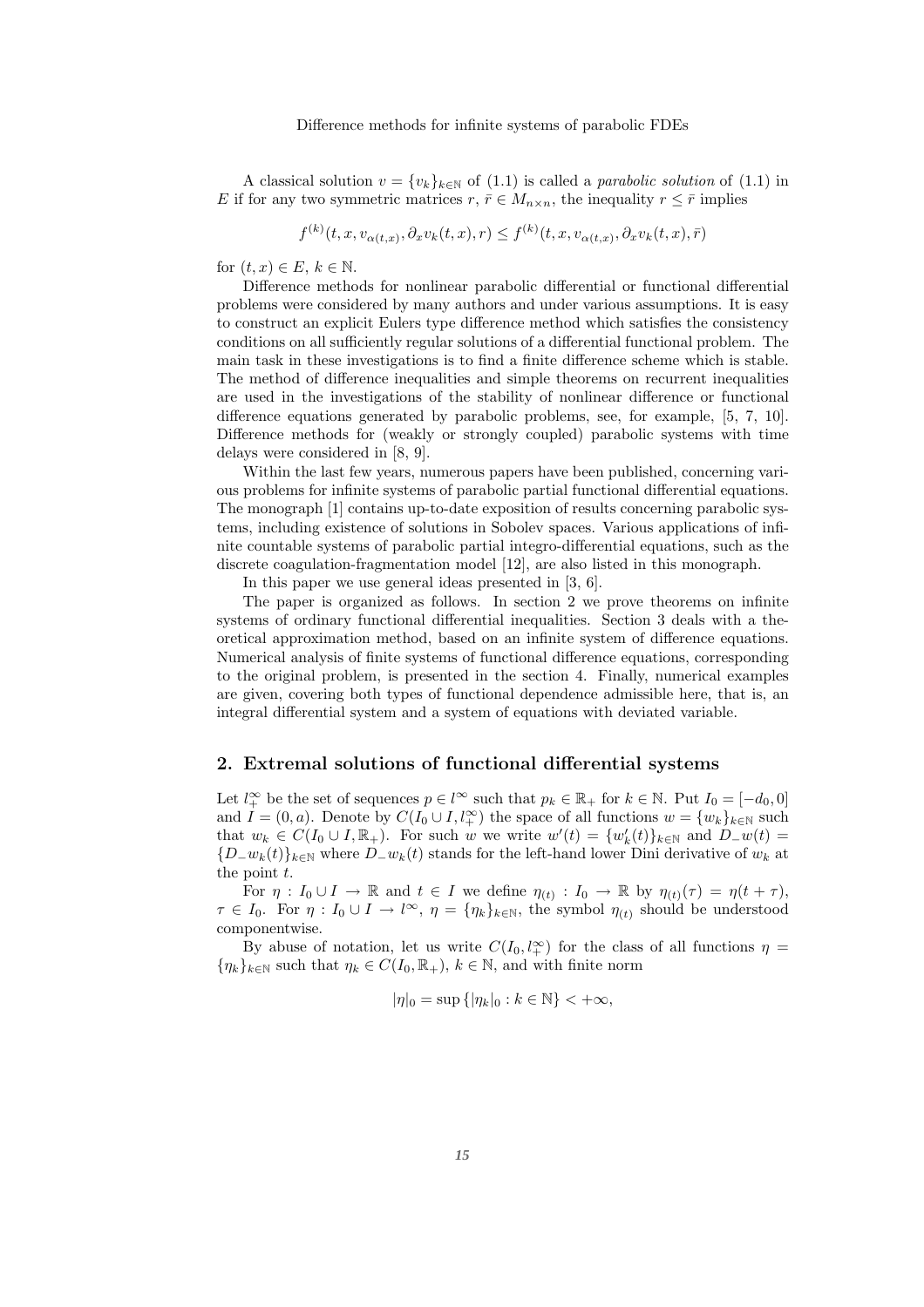A classical solution $v = \{v_k\}_{k\in\mathbb{N}}$ of (1.1) is called a *parabolic solution* of (1.1) in $E$ if for any two symmetric matrices $r, \bar{r} \in M_{n\times n}$, the inequality $r \leq \bar{r}$ implies

$$f^{(k)}(t, x, v_{\alpha(t,x)}, \partial_x v_k(t, x), r) \leq f^{(k)}(t, x, v_{\alpha(t,x)}, \partial_x v_k(t, x), \bar{r})$$

for $(t, x) \in E$, $k \in \mathbb{N}$.

Difference methods for nonlinear parabolic differential or functional differential problems were considered by many authors and under various assumptions. It is easy to construct an explicit Eulers type difference method which satisfies the consistency conditions on all sufficiently regular solutions of a differential functional problem. The main task in these investigations is to find a finite difference scheme which is stable. The method of difference inequalities and simple theorems on recurrent inequalities are used in the investigations of the stability of nonlinear difference or functional difference equations generated by parabolic problems, see, for example, [5, 7, 10]. Difference methods for (weakly or strongly coupled) parabolic systems with time delays were considered in [8, 9].

Within the last few years, numerous papers have been published, concerning various problems for infinite systems of parabolic partial functional differential equations. The monograph [1] contains up-to-date exposition of results concerning parabolic systems, including existence of solutions in Sobolev spaces. Various applications of infinite countable systems of parabolic partial integro-differential equations, such as the discrete coagulation-fragmentation model [12], are also listed in this monograph.

In this paper we use general ideas presented in [3, 6].

The paper is organized as follows. In section 2 we prove theorems on infinite systems of ordinary functional differential inequalities. Section 3 deals with a theoretical approximation method, based on an infinite system of difference equations. Numerical analysis of finite systems of functional difference equations, corresponding to the original problem, is presented in the section 4. Finally, numerical examples are given, covering both types of functional dependence admissible here, that is, an integral differential system and a system of equations with deviated variable.

## 2. Extremal solutions of functional differential systems

Let $l^{\infty}_{+}$ be the set of sequences $p \in l^{\infty}$ such that $p_k \in \mathbb{R}_+$ for $k \in \mathbb{N}$. Put $I_0 = [-d_0, 0]$ and $I = (0, a)$. Denote by $C(I_0 \cup I, l^{\infty}_{+})$ the space of all functions $w = \{w_k\}_{k\in\mathbb{N}}$ such that $w_k \in C(I_0 \cup I, \mathbb{R}_+)$. For such $w$ we write $w'(t) = \{w'_k(t)\}_{k\in\mathbb{N}}$ and $D_-w(t) = \{D_-w_k(t)\}_{k\in\mathbb{N}}$ where $D_-w_k(t)$ stands for the left-hand lower Dini derivative of $w_k$ at the point $t$.

For $\eta : I_0 \cup I \to \mathbb{R}$ and $t \in I$ we define $\eta_{(t)} : I_0 \to \mathbb{R}$ by $\eta_{(t)}(\tau) = \eta(t + \tau)$, $\tau \in I_0$. For $\eta : I_0 \cup I \to l^{\infty}$, $\eta = \{\eta_k\}_{k\in\mathbb{N}}$, the symbol $\eta_{(t)}$ should be understood componentwise.

By abuse of notation, let us write $C(I_0, l^{\infty}_{+})$ for the class of all functions $\eta = \{\eta_k\}_{k\in\mathbb{N}}$ such that $\eta_k \in C(I_0, \mathbb{R}_+)$, $k \in \mathbb{N}$, and with finite norm

$$|\eta|_0 = \sup\{|\eta_k|_0 : k \in \mathbb{N}\} < +\infty,$$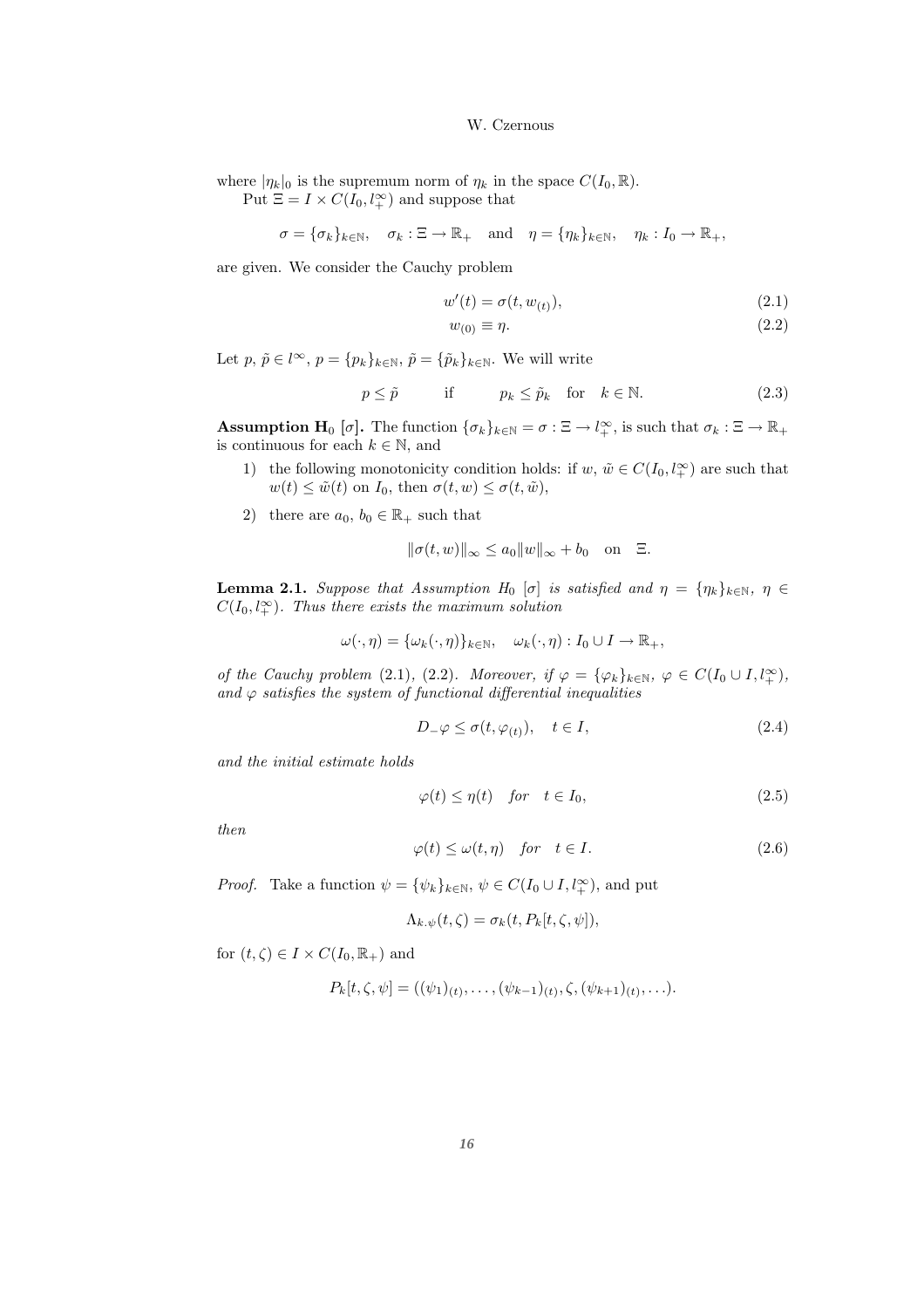where $|\eta_k|_0$ is the supremum norm of $\eta_k$ in the space $C(I_0, \mathbb{R})$.

Put $\Xi = I \times C(I_0, l^\infty_+)$ and suppose that

$$\sigma = \{\sigma_k\}_{k\in\mathbb{N}}, \quad \sigma_k : \Xi \to \mathbb{R}_+ \quad \text{and} \quad \eta = \{\eta_k\}_{k\in\mathbb{N}}, \quad \eta_k : I_0 \to \mathbb{R}_+,$$

are given. We consider the Cauchy problem

$$w'(t) = \sigma(t, w_{(t)}), \tag{2.1}$$

$$w_{(0)} \equiv \eta. \tag{2.2}$$

Let $p$, $\tilde{p} \in l^\infty$, $p = \{p_k\}_{k\in\mathbb{N}}$, $\tilde{p} = \{\tilde{p}_k\}_{k\in\mathbb{N}}$. We will write

$$p \leq \tilde{p} \qquad \text{if} \qquad p_k \leq \tilde{p}_k \quad \text{for} \quad k \in \mathbb{N}. \tag{2.3}$$

**Assumption H$_0$ [$\sigma$].** The function $\{\sigma_k\}_{k\in\mathbb{N}} = \sigma : \Xi \to l^\infty_+$, is such that $\sigma_k : \Xi \to \mathbb{R}_+$ is continuous for each $k \in \mathbb{N}$, and

1) the following monotonicity condition holds: if $w$, $\tilde{w} \in C(I_0, l^\infty_+)$ are such that $w(t) \leq \tilde{w}(t)$ on $I_0$, then $\sigma(t, w) \leq \sigma(t, \tilde{w})$,

2) there are $a_0$, $b_0 \in \mathbb{R}_+$ such that

$$\|\sigma(t, w)\|_\infty \leq a_0 \|w\|_\infty + b_0 \quad \text{on} \quad \Xi.$$

**Lemma 2.1.** *Suppose that Assumption $H_0$ [$\sigma$] is satisfied and $\eta = \{\eta_k\}_{k\in\mathbb{N}}$, $\eta \in C(I_0, l^\infty_+)$. Thus there exists the maximum solution*

$$\omega(\cdot, \eta) = \{\omega_k(\cdot, \eta)\}_{k\in\mathbb{N}}, \quad \omega_k(\cdot, \eta) : I_0 \cup I \to \mathbb{R}_+,$$

*of the Cauchy problem (2.1), (2.2). Moreover, if $\varphi = \{\varphi_k\}_{k\in\mathbb{N}}$, $\varphi \in C(I_0 \cup I, l^\infty_+)$, and $\varphi$ satisfies the system of functional differential inequalities*

$$D_-\varphi \leq \sigma(t, \varphi_{(t)}), \quad t \in I, \tag{2.4}$$

*and the initial estimate holds*

$$\varphi(t) \leq \eta(t) \quad \textit{for} \quad t \in I_0, \tag{2.5}$$

*then*

$$\varphi(t) \leq \omega(t, \eta) \quad \textit{for} \quad t \in I. \tag{2.6}$$

*Proof.* Take a function $\psi = \{\psi_k\}_{k\in\mathbb{N}}$, $\psi \in C(I_0 \cup I, l^\infty_+)$, and put

$$\Lambda_{k.\psi}(t, \zeta) = \sigma_k(t, P_k[t, \zeta, \psi]),$$

for $(t, \zeta) \in I \times C(I_0, \mathbb{R}_+)$ and

$$P_k[t, \zeta, \psi] = ((\psi_1)_{(t)}, \ldots, (\psi_{k-1})_{(t)}, \zeta, (\psi_{k+1})_{(t)}, \ldots).$$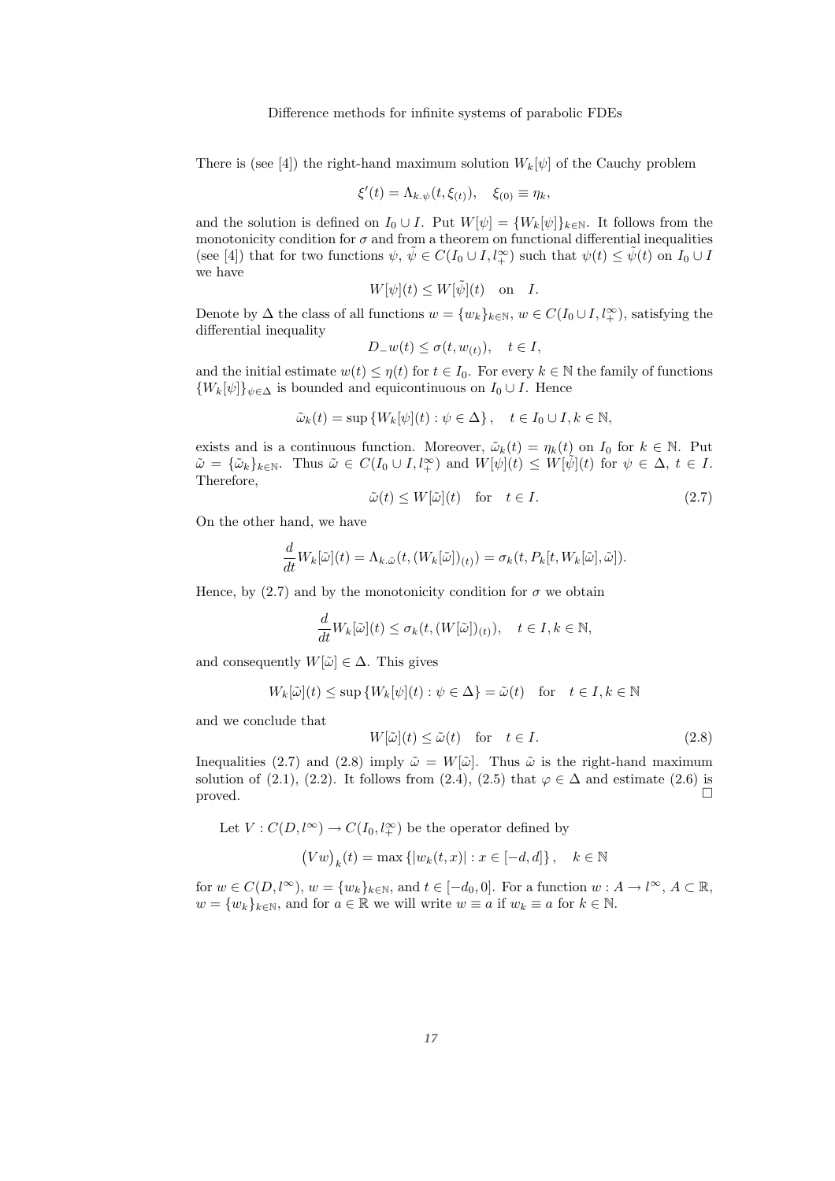There is (see [4]) the right-hand maximum solution $W_k[\psi]$ of the Cauchy problem

$$\xi'(t) = \Lambda_{k.\psi}(t, \xi_{(t)}), \quad \xi_{(0)} \equiv \eta_k,$$

and the solution is defined on $I_0 \cup I$. Put $W[\psi] = \{W_k[\psi]\}_{k\in\mathbb{N}}$. It follows from the monotonicity condition for $\sigma$ and from a theorem on functional differential inequalities (see [4]) that for two functions $\psi, \tilde{\psi} \in C(I_0 \cup I, l_+^\infty)$ such that $\psi(t) \le \tilde{\psi}(t)$ on $I_0 \cup I$ we have

$$W[\psi](t) \le W[\tilde{\psi}](t) \quad \text{on} \quad I.$$

Denote by $\Delta$ the class of all functions $w = \{w_k\}_{k\in\mathbb{N}}$, $w \in C(I_0 \cup I, l_+^\infty)$, satisfying the differential inequality

$$D_- w(t) \le \sigma(t, w_{(t)}), \quad t \in I,$$

and the initial estimate $w(t) \le \eta(t)$ for $t \in I_0$. For every $k \in \mathbb{N}$ the family of functions $\{W_k[\psi]\}_{\psi\in\Delta}$ is bounded and equicontinuous on $I_0 \cup I$. Hence

$$\tilde{\omega}_k(t) = \sup\{W_k[\psi](t) : \psi \in \Delta\}, \quad t \in I_0 \cup I, k \in \mathbb{N},$$

exists and is a continuous function. Moreover, $\tilde{\omega}_k(t) = \eta_k(t)$ on $I_0$ for $k \in \mathbb{N}$. Put $\tilde{\omega} = \{\tilde{\omega}_k\}_{k\in\mathbb{N}}$. Thus $\tilde{\omega} \in C(I_0 \cup I, l_+^\infty)$ and $W[\psi](t) \le W[\tilde{\psi}](t)$ for $\psi \in \Delta$, $t \in I$. Therefore,

$$\tilde{\omega}(t) \le W[\tilde{\omega}](t) \quad \text{for} \quad t \in I. \tag{2.7}$$

On the other hand, we have

$$\frac{d}{dt} W_k[\tilde{\omega}](t) = \Lambda_{k.\tilde{\omega}}(t, (W_k[\tilde{\omega}])_{(t)}) = \sigma_k(t, P_k[t, W_k[\tilde{\omega}], \tilde{\omega}]).$$

Hence, by (2.7) and by the monotonicity condition for $\sigma$ we obtain

$$\frac{d}{dt} W_k[\tilde{\omega}](t) \le \sigma_k(t, (W[\tilde{\omega}])_{(t)}), \quad t \in I, k \in \mathbb{N},$$

and consequently $W[\tilde{\omega}] \in \Delta$. This gives

$$W_k[\tilde{\omega}](t) \le \sup\{W_k[\psi](t) : \psi \in \Delta\} = \tilde{\omega}(t) \quad \text{for} \quad t \in I, k \in \mathbb{N}$$

and we conclude that

$$W[\tilde{\omega}](t) \le \tilde{\omega}(t) \quad \text{for} \quad t \in I. \tag{2.8}$$

Inequalities (2.7) and (2.8) imply $\tilde{\omega} = W[\tilde{\omega}]$. Thus $\tilde{\omega}$ is the right-hand maximum solution of (2.1), (2.2). It follows from (2.4), (2.5) that $\varphi \in \Delta$ and estimate (2.6) is proved. □

Let $V : C(D, l^\infty) \to C(I_0, l_+^\infty)$ be the operator defined by

$$\left(Vw\right)_k(t) = \max\{|w_k(t,x)| : x \in [-d, d]\}, \quad k \in \mathbb{N}$$

for $w \in C(D, l^\infty)$, $w = \{w_k\}_{k\in\mathbb{N}}$, and $t \in [-d_0, 0]$. For a function $w : A \to l^\infty$, $A \subset \mathbb{R}$, $w = \{w_k\}_{k\in\mathbb{N}}$, and for $a \in \mathbb{R}$ we will write $w \equiv a$ if $w_k \equiv a$ for $k \in \mathbb{N}$.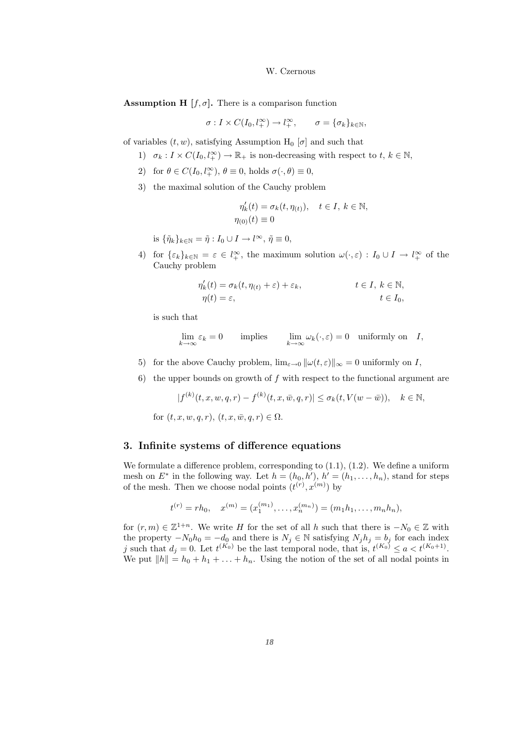**Assumption H** $[f, \sigma]$**.** There is a comparison function

$$\sigma : I \times C(I_0, l^\infty_+) \to l^\infty_+, \qquad \sigma = \{\sigma_k\}_{k\in\mathbb{N}},$$

of variables $(t, w)$, satisfying Assumption $\mathrm{H}_0$ $[\sigma]$ and such that

1) $\sigma_k : I \times C(I_0, l^\infty_+) \to \mathbb{R}_+$ is non-decreasing with respect to $t$, $k \in \mathbb{N}$,
2) for $\theta \in C(I_0, l^\infty_+)$, $\theta \equiv 0$, holds $\sigma(\cdot, \theta) \equiv 0$,
3) the maximal solution of the Cauchy problem

$$\begin{aligned} \eta'_k(t) &= \sigma_k(t, \eta_{(t)}), \quad t \in I,\ k \in \mathbb{N}, \\ \eta_{(0)}(t) &\equiv 0 \end{aligned}$$

   is $\{\tilde{\eta}_k\}_{k\in\mathbb{N}} = \tilde{\eta} : I_0 \cup I \to l^\infty$, $\tilde{\eta} \equiv 0$,

4) for $\{\varepsilon_k\}_{k\in\mathbb{N}} = \varepsilon \in l^\infty_+$, the maximum solution $\omega(\cdot, \varepsilon) : I_0 \cup I \to l^\infty_+$ of the Cauchy problem

$$\begin{aligned} \eta'_k(t) &= \sigma_k(t, \eta_{(t)} + \varepsilon) + \varepsilon_k, & t \in I,\ k \in \mathbb{N}, \\ \eta(t) &= \varepsilon, & t \in I_0, \end{aligned}$$

   is such that

$$\lim_{k\to\infty} \varepsilon_k = 0 \qquad \text{implies} \qquad \lim_{k\to\infty} \omega_k(\cdot, \varepsilon) = 0 \quad \text{uniformly on} \quad I,$$

5) for the above Cauchy problem, $\lim_{\varepsilon\to 0} \|\omega(t, \varepsilon)\|_\infty = 0$ uniformly on $I$,
6) the upper bounds on growth of $f$ with respect to the functional argument are

$$|f^{(k)}(t, x, w, q, r) - f^{(k)}(t, x, \bar{w}, q, r)| \le \sigma_k(t, V(w - \bar{w})), \quad k \in \mathbb{N},$$

   for $(t, x, w, q, r)$, $(t, x, \bar{w}, q, r) \in \Omega$.

## 3. Infinite systems of difference equations

We formulate a difference problem, corresponding to (1.1), (1.2). We define a uniform mesh on $E^*$ in the following way. Let $h = (h_0, h')$, $h' = (h_1, \ldots, h_n)$, stand for steps of the mesh. Then we choose nodal points $(t^{(r)}, x^{(m)})$ by

$$t^{(r)} = rh_0, \quad x^{(m)} = (x_1^{(m_1)}, \ldots, x_n^{(m_n)}) = (m_1 h_1, \ldots, m_n h_n),$$

for $(r, m) \in \mathbb{Z}^{1+n}$. We write $H$ for the set of all $h$ such that there is $-N_0 \in \mathbb{Z}$ with the property $-N_0 h_0 = -d_0$ and there is $N_j \in \mathbb{N}$ satisfying $N_j h_j = b_j$ for each index $j$ such that $d_j = 0$. Let $t^{(K_0)}$ be the last temporal node, that is, $t^{(K_0)} \le a < t^{(K_0+1)}$. We put $\|h\| = h_0 + h_1 + \ldots + h_n$. Using the notion of the set of all nodal points in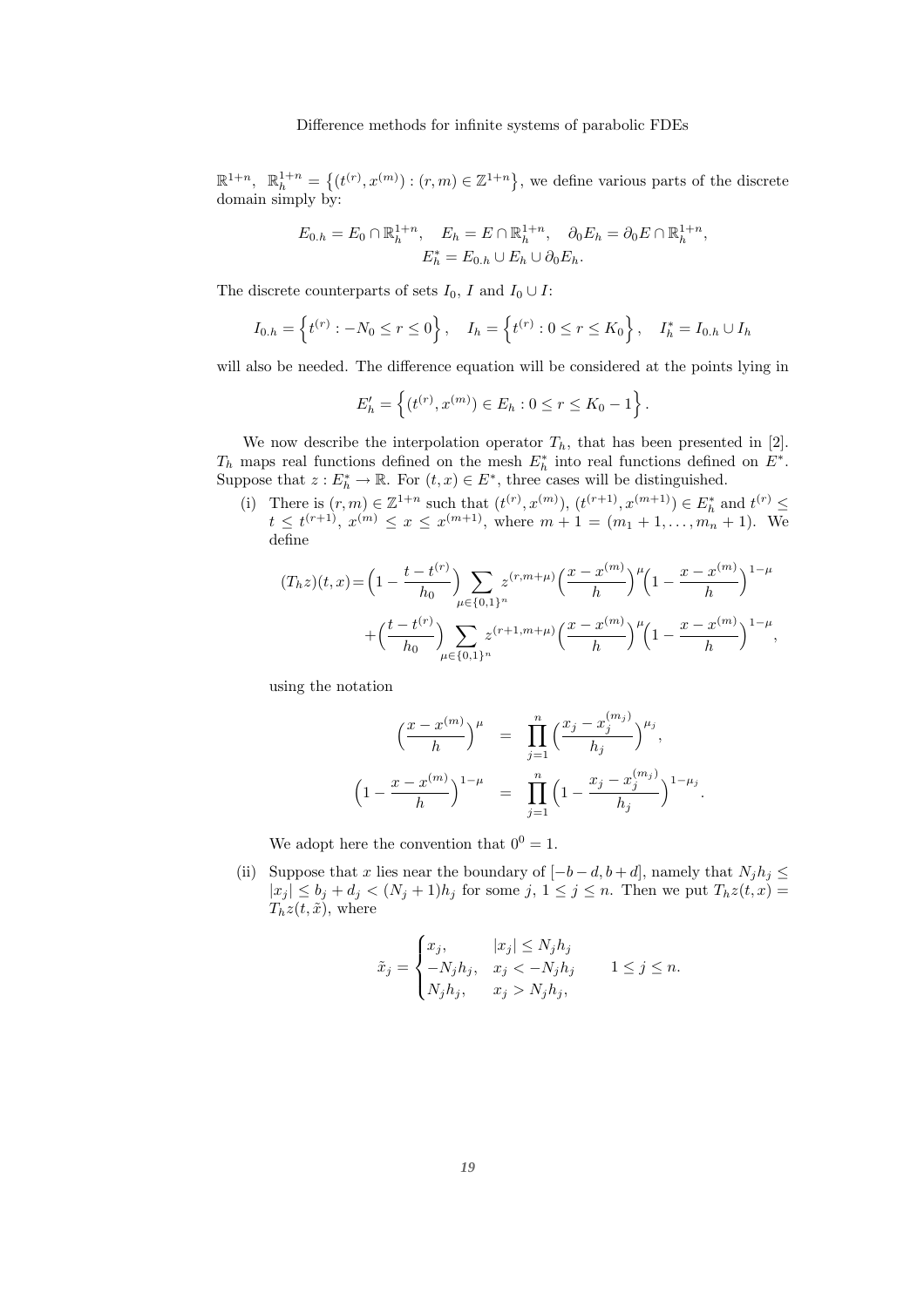$\mathbb{R}^{1+n}$, $\mathbb{R}^{1+n}_h = \left\{(t^{(r)}, x^{(m)}) : (r, m) \in \mathbb{Z}^{1+n}\right\}$, we define various parts of the discrete domain simply by:

$$E_{0.h} = E_0 \cap \mathbb{R}^{1+n}_h, \quad E_h = E \cap \mathbb{R}^{1+n}_h, \quad \partial_0 E_h = \partial_0 E \cap \mathbb{R}^{1+n}_h,$$
$$E^*_h = E_{0.h} \cup E_h \cup \partial_0 E_h.$$

The discrete counterparts of sets $I_0$, $I$ and $I_0 \cup I$:

$$I_{0.h} = \left\{ t^{(r)} : -N_0 \le r \le 0 \right\}, \quad I_h = \left\{ t^{(r)} : 0 \le r \le K_0 \right\}, \quad I^*_h = I_{0.h} \cup I_h$$

will also be needed. The difference equation will be considered at the points lying in

$$E'_h = \left\{ (t^{(r)}, x^{(m)}) \in E_h : 0 \le r \le K_0 - 1 \right\}.$$

We now describe the interpolation operator $T_h$, that has been presented in [2]. $T_h$ maps real functions defined on the mesh $E^*_h$ into real functions defined on $E^*$. Suppose that $z : E^*_h \to \mathbb{R}$. For $(t, x) \in E^*$, three cases will be distinguished.

(i) There is $(r, m) \in \mathbb{Z}^{1+n}$ such that $(t^{(r)}, x^{(m)})$, $(t^{(r+1)}, x^{(m+1)}) \in E^*_h$ and $t^{(r)} \le t \le t^{(r+1)}$, $x^{(m)} \le x \le x^{(m+1)}$, where $m + 1 = (m_1 + 1, \ldots, m_n + 1)$. We define

$$(T_h z)(t,x) = \Big(1 - \frac{t - t^{(r)}}{h_0}\Big) \sum_{\mu \in \{0,1\}^n} z^{(r, m+\mu)} \Big(\frac{x - x^{(m)}}{h}\Big)^{\mu} \Big(1 - \frac{x - x^{(m)}}{h}\Big)^{1-\mu}$$
$$+ \Big(\frac{t - t^{(r)}}{h_0}\Big) \sum_{\mu \in \{0,1\}^n} z^{(r+1, m+\mu)} \Big(\frac{x - x^{(m)}}{h}\Big)^{\mu} \Big(1 - \frac{x - x^{(m)}}{h}\Big)^{1-\mu},$$

using the notation

$$\Big(\frac{x - x^{(m)}}{h}\Big)^{\mu} = \prod_{j=1}^{n} \Big(\frac{x_j - x_j^{(m_j)}}{h_j}\Big)^{\mu_j},$$
$$\Big(1 - \frac{x - x^{(m)}}{h}\Big)^{1-\mu} = \prod_{j=1}^{n} \Big(1 - \frac{x_j - x_j^{(m_j)}}{h_j}\Big)^{1-\mu_j}.$$

We adopt here the convention that $0^0 = 1$.

(ii) Suppose that $x$ lies near the boundary of $[-b-d, b+d]$, namely that $N_j h_j \le |x_j| \le b_j + d_j < (N_j + 1) h_j$ for some $j$, $1 \le j \le n$. Then we put $T_h z(t, x) = T_h z(t, \tilde{x})$, where

$$\tilde{x}_j = \begin{cases} x_j, & |x_j| \le N_j h_j \\ -N_j h_j, & x_j < -N_j h_j \\ N_j h_j, & x_j > N_j h_j, \end{cases} \qquad 1 \le j \le n.$$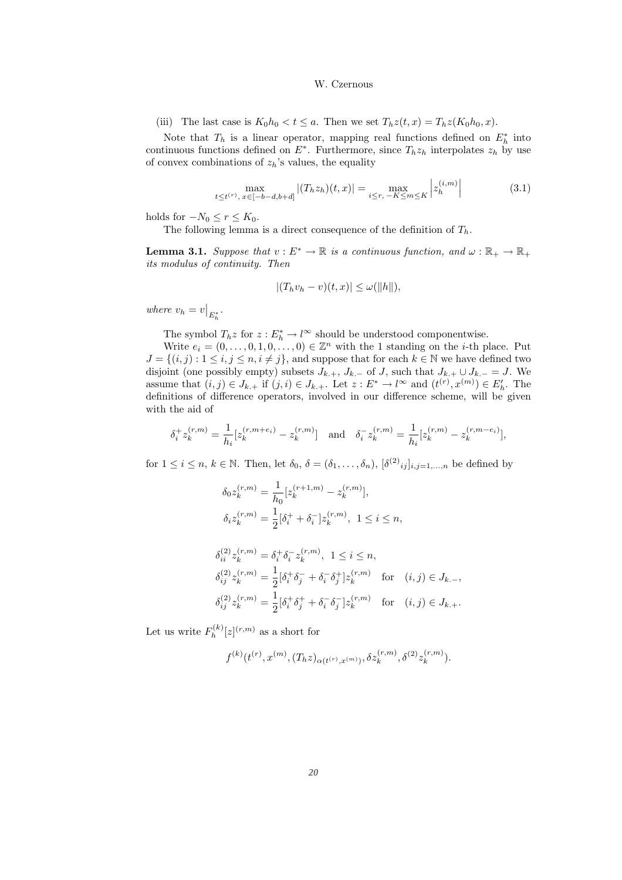(iii) The last case is $K_0 h_0 < t \leq a$. Then we set $T_h z(t,x) = T_h z(K_0 h_0, x)$.

Note that $T_h$ is a linear operator, mapping real functions defined on $E_h^*$ into continuous functions defined on $E^*$. Furthermore, since $T_h z_h$ interpolates $z_h$ by use of convex combinations of $z_h$'s values, the equality

$$\max_{t \leq t^{(r)},\, x \in [-b-d, b+d]} |(T_h z_h)(t,x)| = \max_{i \leq r,\, -K \leq m \leq K} \left| z_h^{(i,m)} \right| \tag{3.1}$$

holds for $-N_0 \leq r \leq K_0$.

The following lemma is a direct consequence of the definition of $T_h$.

**Lemma 3.1.** *Suppose that $v : E^* \to \mathbb{R}$ is a continuous function, and $\omega : \mathbb{R}_+ \to \mathbb{R}_+$ its modulus of continuity. Then*

$$|(T_h v_h - v)(t,x)| \leq \omega(\|h\|),$$

*where $v_h = v\big|_{E_h^*}$.*

The symbol $T_h z$ for $z : E_h^* \to l^\infty$ should be understood componentwise.

Write $e_i = (0, \ldots, 0, 1, 0, \ldots, 0) \in \mathbb{Z}^n$ with the 1 standing on the $i$-th place. Put $J = \{(i,j) : 1 \leq i, j \leq n, i \neq j\}$, and suppose that for each $k \in \mathbb{N}$ we have defined two disjoint (one possibly empty) subsets $J_{k.+}$, $J_{k.-}$ of $J$, such that $J_{k.+} \cup J_{k.-} = J$. We assume that $(i,j) \in J_{k.+}$ if $(j,i) \in J_{k.+}$. Let $z : E^* \to l^\infty$ and $(t^{(r)}, x^{(m)}) \in E_h'$. The definitions of difference operators, involved in our difference scheme, will be given with the aid of

$$\delta_i^+ z_k^{(r,m)} = \frac{1}{h_i}[z_k^{(r,m+e_i)} - z_k^{(r,m)}] \quad \text{and} \quad \delta_i^- z_k^{(r,m)} = \frac{1}{h_i}[z_k^{(r,m)} - z_k^{(r,m-e_i)}],$$

for $1 \leq i \leq n$, $k \in \mathbb{N}$. Then, let $\delta_0$, $\delta = (\delta_1, \ldots, \delta_n)$, $[\delta^{(2)}{}_{ij}]_{i,j=1,\ldots,n}$ be defined by

$$\delta_0 z_k^{(r,m)} = \frac{1}{h_0}[z_k^{(r+1,m)} - z_k^{(r,m)}],$$

$$\delta_i z_k^{(r,m)} = \frac{1}{2}[\delta_i^+ + \delta_i^-] z_k^{(r,m)}, \;\; 1 \leq i \leq n,$$

$$\delta_{ii}^{(2)} z_k^{(r,m)} = \delta_i^+ \delta_i^- z_k^{(r,m)}, \;\; 1 \leq i \leq n,$$

$$\delta_{ij}^{(2)} z_k^{(r,m)} = \frac{1}{2}[\delta_i^+ \delta_j^- + \delta_i^- \delta_j^+] z_k^{(r,m)} \quad \text{for} \quad (i,j) \in J_{k.-},$$

$$\delta_{ij}^{(2)} z_k^{(r,m)} = \frac{1}{2}[\delta_i^+ \delta_j^+ + \delta_i^- \delta_j^-] z_k^{(r,m)} \quad \text{for} \quad (i,j) \in J_{k.+}.$$

Let us write $F_h^{(k)}[z]^{(r,m)}$ as a short for

$$f^{(k)}(t^{(r)}, x^{(m)}, (T_h z)_{\alpha(t^{(r)}, x^{(m)})}, \delta z_k^{(r,m)}, \delta^{(2)} z_k^{(r,m)}).$$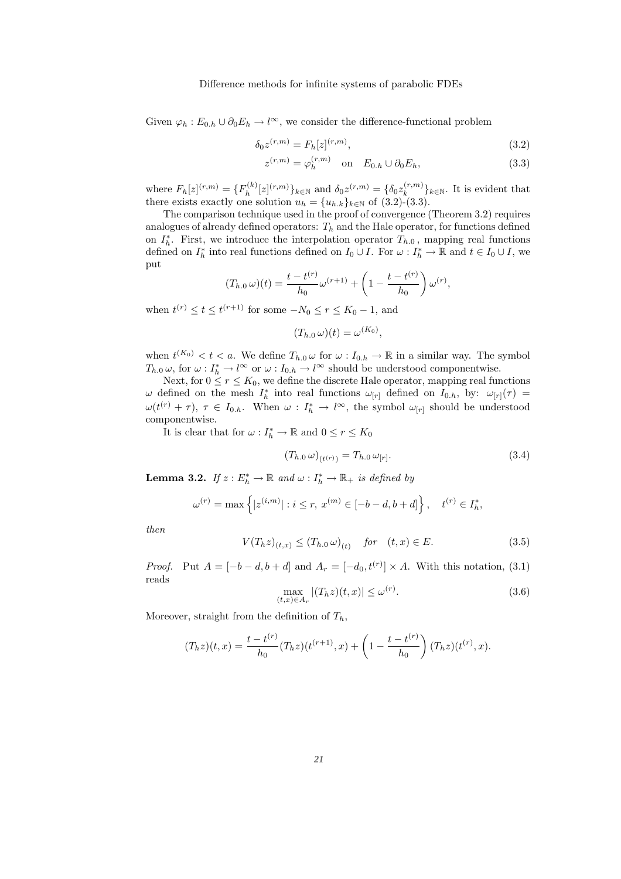Given $\varphi_h : E_{0.h} \cup \partial_0 E_h \to l^\infty$, we consider the difference-functional problem

$$\delta_0 z^{(r,m)} = F_h[z]^{(r,m)}, \tag{3.2}$$

$$z^{(r,m)} = \varphi_h^{(r,m)} \quad \text{on} \quad E_{0.h} \cup \partial_0 E_h, \tag{3.3}$$

where $F_h[z]^{(r,m)} = \{F_h^{(k)}[z]^{(r,m)}\}_{k\in\mathbb{N}}$ and $\delta_0 z^{(r,m)} = \{\delta_0 z_k^{(r,m)}\}_{k\in\mathbb{N}}$. It is evident that there exists exactly one solution $u_h = \{u_{h.k}\}_{k\in\mathbb{N}}$ of (3.2)-(3.3).

The comparison technique used in the proof of convergence (Theorem 3.2) requires analogues of already defined operators: $T_h$ and the Hale operator, for functions defined on $I_h^*$. First, we introduce the interpolation operator $T_{h.0}$, mapping real functions defined on $I_h^*$ into real functions defined on $I_0 \cup I$. For $\omega : I_h^* \to \mathbb{R}$ and $t \in I_0 \cup I$, we put

$$(T_{h.0}\,\omega)(t) = \frac{t - t^{(r)}}{h_0}\omega^{(r+1)} + \left(1 - \frac{t - t^{(r)}}{h_0}\right)\omega^{(r)},$$

when $t^{(r)} \le t \le t^{(r+1)}$ for some $-N_0 \le r \le K_0 - 1$, and

$$(T_{h.0}\,\omega)(t) = \omega^{(K_0)},$$

when $t^{(K_0)} < t < a$. We define $T_{h.0}\,\omega$ for $\omega : I_{0.h} \to \mathbb{R}$ in a similar way. The symbol $T_{h.0}\,\omega$, for $\omega : I_h^* \to l^\infty$ or $\omega : I_{0.h} \to l^\infty$ should be understood componentwise.

Next, for $0 \le r \le K_0$, we define the discrete Hale operator, mapping real functions $\omega$ defined on the mesh $I_h^*$ into real functions $\omega_{[r]}$ defined on $I_{0.h}$, by: $\omega_{[r]}(\tau) = \omega(t^{(r)} + \tau)$, $\tau \in I_{0.h}$. When $\omega : I_h^* \to l^\infty$, the symbol $\omega_{[r]}$ should be understood componentwise.

It is clear that for $\omega : I_h^* \to \mathbb{R}$ and $0 \le r \le K_0$

$$(T_{h.0}\,\omega)_{(t^{(r)})} = T_{h.0}\,\omega_{[r]}. \tag{3.4}$$

**Lemma 3.2.** *If $z : E_h^* \to \mathbb{R}$ and $\omega : I_h^* \to \mathbb{R}_+$ is defined by*

$$\omega^{(r)} = \max\left\{|z^{(i,m)}| : i \le r,\ x^{(m)} \in [-b-d, b+d]\right\}, \quad t^{(r)} \in I_h^*,$$

*then*

$$V(T_h z)_{(t,x)} \le (T_{h.0}\,\omega)_{(t)} \quad \textit{for} \quad (t,x) \in E. \tag{3.5}$$

*Proof.* Put $A = [-b-d, b+d]$ and $A_r = [-d_0, t^{(r)}] \times A$. With this notation, (3.1) reads

$$\max_{(t,x)\in A_r} |(T_h z)(t,x)| \le \omega^{(r)}. \tag{3.6}$$

Moreover, straight from the definition of $T_h$,

$$(T_h z)(t,x) = \frac{t - t^{(r)}}{h_0}(T_h z)(t^{(r+1)}, x) + \left(1 - \frac{t - t^{(r)}}{h_0}\right)(T_h z)(t^{(r)}, x).$$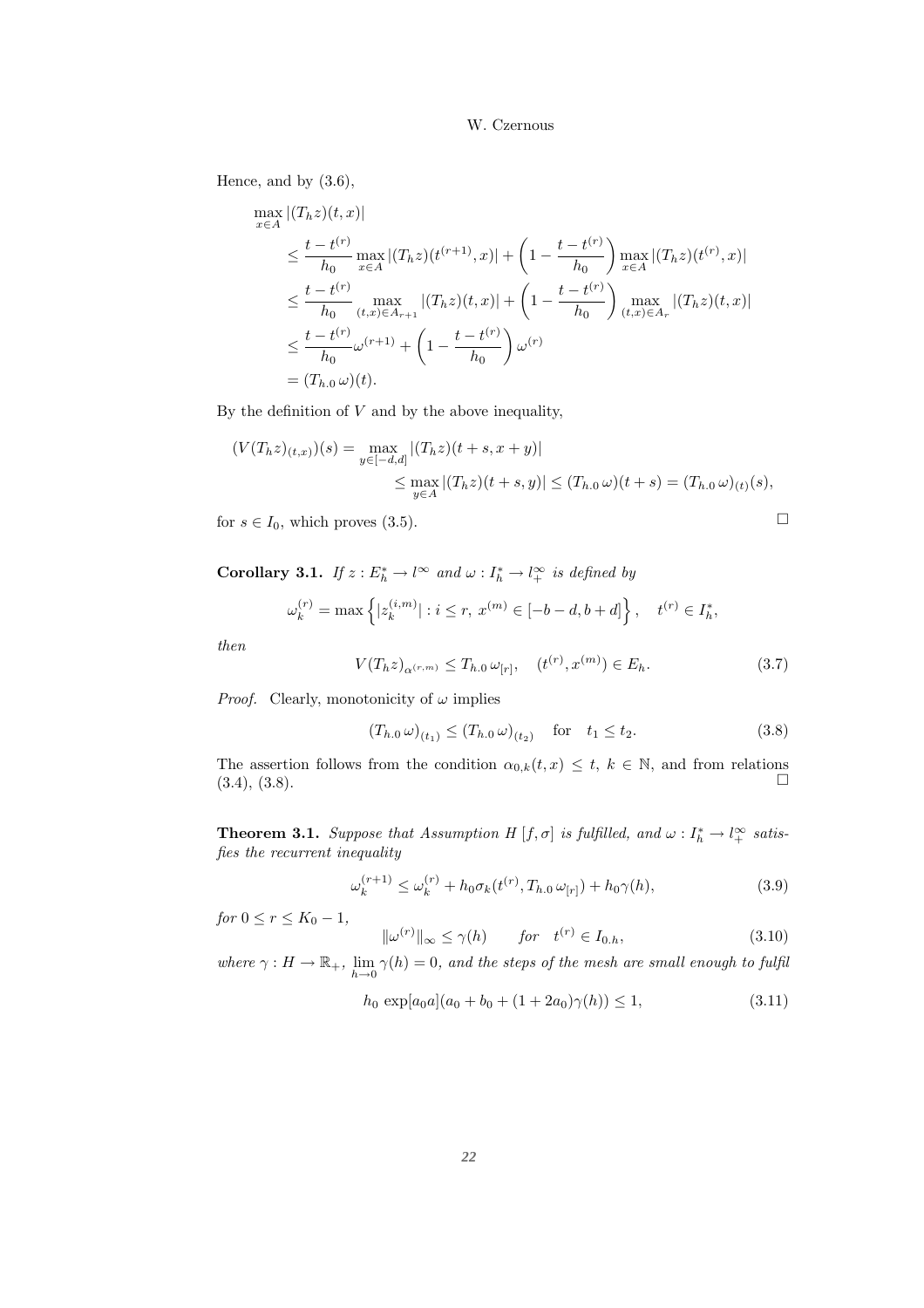Hence, and by (3.6),

$$
\begin{aligned}
&\max_{x\in A}|(T_h z)(t,x)| \\
&\quad\le \frac{t-t^{(r)}}{h_0}\max_{x\in A}|(T_h z)(t^{(r+1)},x)| + \left(1-\frac{t-t^{(r)}}{h_0}\right)\max_{x\in A}|(T_h z)(t^{(r)},x)| \\
&\quad\le \frac{t-t^{(r)}}{h_0}\max_{(t,x)\in A_{r+1}}|(T_h z)(t,x)| + \left(1-\frac{t-t^{(r)}}{h_0}\right)\max_{(t,x)\in A_r}|(T_h z)(t,x)| \\
&\quad\le \frac{t-t^{(r)}}{h_0}\omega^{(r+1)} + \left(1-\frac{t-t^{(r)}}{h_0}\right)\omega^{(r)} \\
&\quad= (T_{h.0}\,\omega)(t).
\end{aligned}
$$

By the definition of $V$ and by the above inequality,

$$
\begin{aligned}
(V(T_h z)_{(t,x)})(s) &= \max_{y\in[-d,d]}|(T_h z)(t+s,x+y)| \\
&\le \max_{y\in A}|(T_h z)(t+s,y)| \le (T_{h.0}\,\omega)(t+s) = (T_{h.0}\,\omega)_{(t)}(s),
\end{aligned}
$$

for $s \in I_0$, which proves (3.5). □

**Corollary 3.1.** *If $z : E_h^* \to l^\infty$ and $\omega : I_h^* \to l_+^\infty$ is defined by*

$$
\omega_k^{(r)} = \max\left\{|z_k^{(i,m)}| : i \le r,\ x^{(m)} \in [-b-d, b+d]\right\}, \quad t^{(r)} \in I_h^*,
$$

*then*

$$
V(T_h z)_{\alpha^{(r.m)}} \le T_{h.0}\,\omega_{[r]}, \quad (t^{(r)}, x^{(m)}) \in E_h. \tag{3.7}
$$

*Proof.* Clearly, monotonicity of $\omega$ implies

$$
(T_{h.0}\,\omega)_{(t_1)} \le (T_{h.0}\,\omega)_{(t_2)} \quad \text{for} \quad t_1 \le t_2. \tag{3.8}
$$

The assertion follows from the condition $\alpha_{0,k}(t,x) \le t$, $k \in \mathbb{N}$, and from relations (3.4), (3.8). □

**Theorem 3.1.** *Suppose that Assumption $H\,[f,\sigma]$ is fulfilled, and $\omega : I_h^* \to l_+^\infty$ satisfies the recurrent inequality*

$$
\omega_k^{(r+1)} \le \omega_k^{(r)} + h_0\sigma_k(t^{(r)}, T_{h.0}\,\omega_{[r]}) + h_0\gamma(h), \tag{3.9}
$$

*for $0 \le r \le K_0 - 1$,*

$$
\|\omega^{(r)}\|_\infty \le \gamma(h) \qquad \textit{for} \quad t^{(r)} \in I_{0.h}, \tag{3.10}
$$

*where $\gamma : H \to \mathbb{R}_+$, $\lim_{h\to 0}\gamma(h) = 0$, and the steps of the mesh are small enough to fulfil*

$$
h_0 \exp[a_0 a](a_0 + b_0 + (1+2a_0)\gamma(h)) \le 1, \tag{3.11}
$$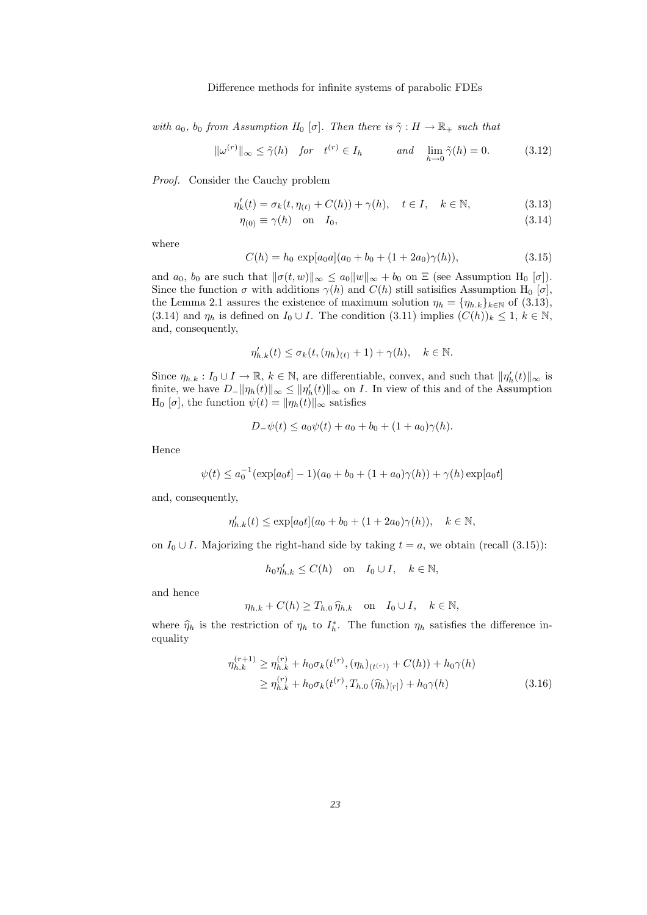*with $a_0$, $b_0$ from Assumption $\mathrm{H}_0\ [\sigma]$. Then there is $\tilde{\gamma} : H \to \mathbb{R}_+$ such that*

$$\|\omega^{(r)}\|_\infty \le \tilde{\gamma}(h) \quad \text{for} \quad t^{(r)} \in I_h \qquad \text{and} \quad \lim_{h\to 0} \tilde{\gamma}(h) = 0. \tag{3.12}$$

*Proof.* Consider the Cauchy problem

$$\eta_k'(t) = \sigma_k(t, \eta_{(t)} + C(h)) + \gamma(h), \quad t \in I, \quad k \in \mathbb{N}, \tag{3.13}$$

$$\eta_{(0)} \equiv \gamma(h) \quad \text{on} \quad I_0, \tag{3.14}$$

where

$$C(h) = h_0 \exp[a_0 a](a_0 + b_0 + (1 + 2a_0)\gamma(h)), \tag{3.15}$$

and $a_0$, $b_0$ are such that $\|\sigma(t, w)\|_\infty \le a_0\|w\|_\infty + b_0$ on $\Xi$ (see Assumption $\mathrm{H}_0\ [\sigma]$). Since the function $\sigma$ with additions $\gamma(h)$ and $C(h)$ still satisisfies Assumption $\mathrm{H}_0\ [\sigma]$, the Lemma 2.1 assures the existence of maximum solution $\eta_h = \{\eta_{h.k}\}_{k\in\mathbb{N}}$ of (3.13), (3.14) and $\eta_h$ is defined on $I_0 \cup I$. The condition (3.11) implies $(C(h))_k \le 1$, $k \in \mathbb{N}$, and, consequently,

$$\eta_{h.k}'(t) \le \sigma_k(t, (\eta_h)_{(t)} + 1) + \gamma(h), \quad k \in \mathbb{N}.$$

Since $\eta_{h.k} : I_0 \cup I \to \mathbb{R}$, $k \in \mathbb{N}$, are differentiable, convex, and such that $\|\eta_h'(t)\|_\infty$ is finite, we have $D_-\|\eta_h(t)\|_\infty \le \|\eta_h'(t)\|_\infty$ on $I$. In view of this and of the Assumption $\mathrm{H}_0\ [\sigma]$, the function $\psi(t) = \|\eta_h(t)\|_\infty$ satisfies

$$D_-\psi(t) \le a_0\psi(t) + a_0 + b_0 + (1 + a_0)\gamma(h).$$

Hence

$$\psi(t) \le a_0^{-1}(\exp[a_0 t] - 1)(a_0 + b_0 + (1 + a_0)\gamma(h)) + \gamma(h)\exp[a_0 t]$$

and, consequently,

$$\eta_{h.k}'(t) \le \exp[a_0 t](a_0 + b_0 + (1 + 2a_0)\gamma(h)), \quad k \in \mathbb{N},$$

on $I_0 \cup I$. Majorizing the right-hand side by taking $t = a$, we obtain (recall (3.15)):

$$h_0\eta_{h.k}' \le C(h) \quad \text{on} \quad I_0 \cup I, \quad k \in \mathbb{N},$$

and hence

$$\eta_{h.k} + C(h) \ge T_{h.0}\,\widehat{\eta}_{h.k} \quad \text{on} \quad I_0 \cup I, \quad k \in \mathbb{N},$$

where $\widehat{\eta}_h$ is the restriction of $\eta_h$ to $I_h^*$. The function $\eta_h$ satisfies the difference inequality

$$\begin{aligned}
\eta_{h.k}^{(r+1)} &\ge \eta_{h.k}^{(r)} + h_0\sigma_k(t^{(r)}, (\eta_h)_{(t^{(r)})} + C(h)) + h_0\gamma(h) \\
&\ge \eta_{h.k}^{(r)} + h_0\sigma_k(t^{(r)}, T_{h.0}\,(\widehat{\eta}_h)_{[r]}) + h_0\gamma(h)
\end{aligned} \tag{3.16}$$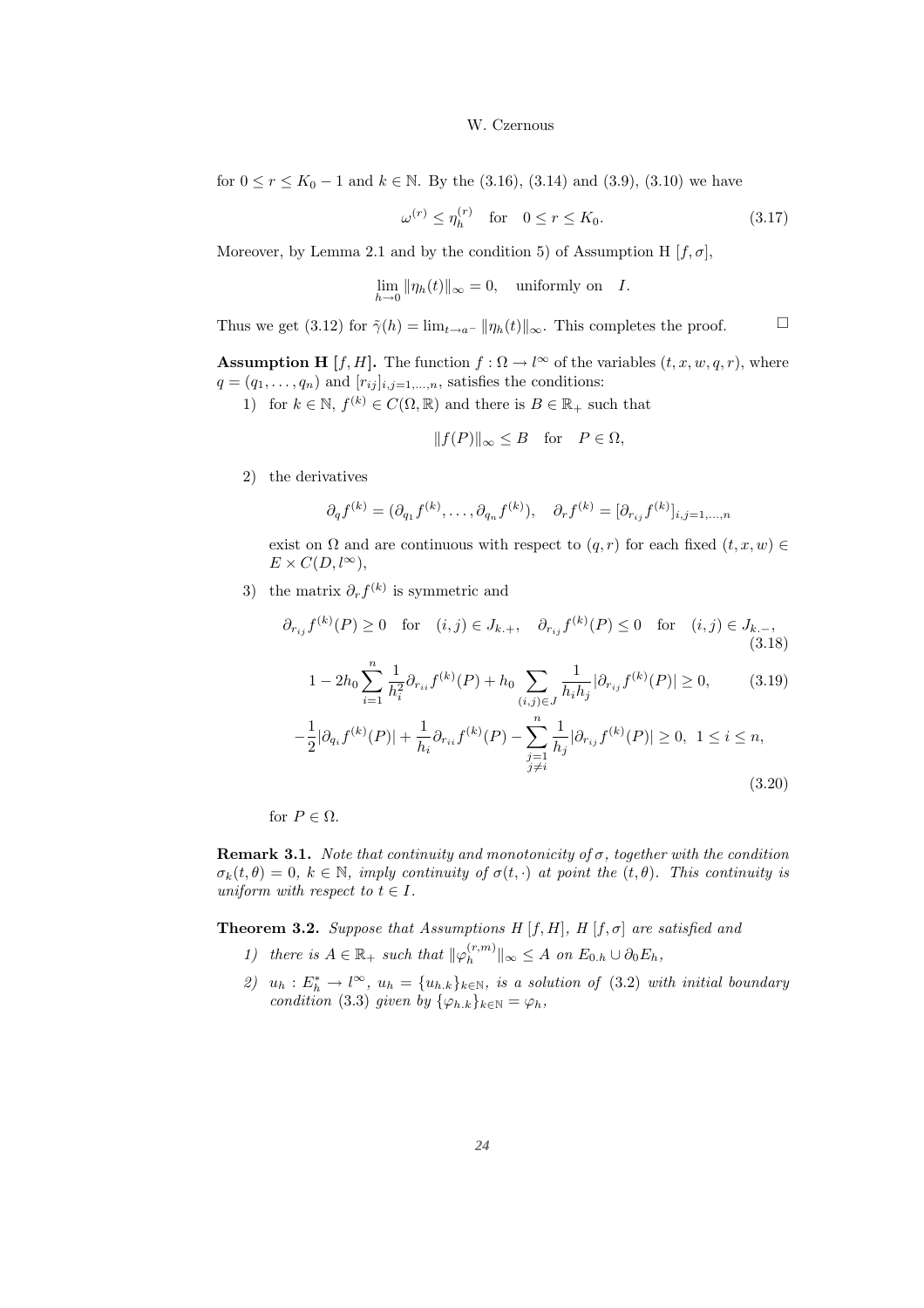for $0 \le r \le K_0 - 1$ and $k \in \mathbb{N}$. By the (3.16), (3.14) and (3.9), (3.10) we have

$$\omega^{(r)} \le \eta_h^{(r)} \quad \text{for} \quad 0 \le r \le K_0. \tag{3.17}$$

Moreover, by Lemma 2.1 and by the condition 5) of Assumption H $[f, \sigma]$,

$$\lim_{h \to 0} \|\eta_h(t)\|_\infty = 0, \quad \text{uniformly on} \quad I.$$

Thus we get (3.12) for $\tilde{\gamma}(h) = \lim_{t \to a^-} \|\eta_h(t)\|_\infty$. This completes the proof. $\square$

**Assumption H $[f, H]$.** The function $f : \Omega \to l^\infty$ of the variables $(t, x, w, q, r)$, where $q = (q_1, \ldots, q_n)$ and $[r_{ij}]_{i,j=1,\ldots,n}$, satisfies the conditions:

1) for $k \in \mathbb{N}$, $f^{(k)} \in C(\Omega, \mathbb{R})$ and there is $B \in \mathbb{R}_+$ such that

$$\|f(P)\|_\infty \le B \quad \text{for} \quad P \in \Omega,$$

2) the derivatives

$$\partial_q f^{(k)} = (\partial_{q_1} f^{(k)}, \ldots, \partial_{q_n} f^{(k)}), \quad \partial_r f^{(k)} = [\partial_{r_{ij}} f^{(k)}]_{i,j=1,\ldots,n}$$

exist on $\Omega$ and are continuous with respect to $(q, r)$ for each fixed $(t, x, w) \in E \times C(D, l^\infty)$,

3) the matrix $\partial_r f^{(k)}$ is symmetric and

$$\partial_{r_{ij}} f^{(k)}(P) \ge 0 \quad \text{for} \quad (i,j) \in J_{k.+}, \quad \partial_{r_{ij}} f^{(k)}(P) \le 0 \quad \text{for} \quad (i,j) \in J_{k.-}, \tag{3.18}$$

$$1 - 2h_0 \sum_{i=1}^{n} \frac{1}{h_i^2} \partial_{r_{ii}} f^{(k)}(P) + h_0 \sum_{(i,j) \in J} \frac{1}{h_i h_j} |\partial_{r_{ij}} f^{(k)}(P)| \ge 0, \tag{3.19}$$

$$-\frac{1}{2} |\partial_{q_i} f^{(k)}(P)| + \frac{1}{h_i} \partial_{r_{ii}} f^{(k)}(P) - \sum_{\substack{j=1 \\ j \ne i}}^{n} \frac{1}{h_j} |\partial_{r_{ij}} f^{(k)}(P)| \ge 0, \;\; 1 \le i \le n, \tag{3.20}$$

for $P \in \Omega$.

**Remark 3.1.** *Note that continuity and monotonicity of $\sigma$, together with the condition $\sigma_k(t, \theta) = 0$, $k \in \mathbb{N}$, imply continuity of $\sigma(t, \cdot)$ at point the $(t, \theta)$. This continuity is uniform with respect to $t \in I$.*

**Theorem 3.2.** *Suppose that Assumptions H $[f, H]$, H $[f, \sigma]$ are satisfied and*

1) *there is $A \in \mathbb{R}_+$ such that $\|\varphi_h^{(r,m)}\|_\infty \le A$ on $E_{0.h} \cup \partial_0 E_h$,*
2) *$u_h : E_h^* \to l^\infty$, $u_h = \{u_{h.k}\}_{k \in \mathbb{N}}$, is a solution of (3.2) with initial boundary condition (3.3) given by $\{\varphi_{h.k}\}_{k \in \mathbb{N}} = \varphi_h$,*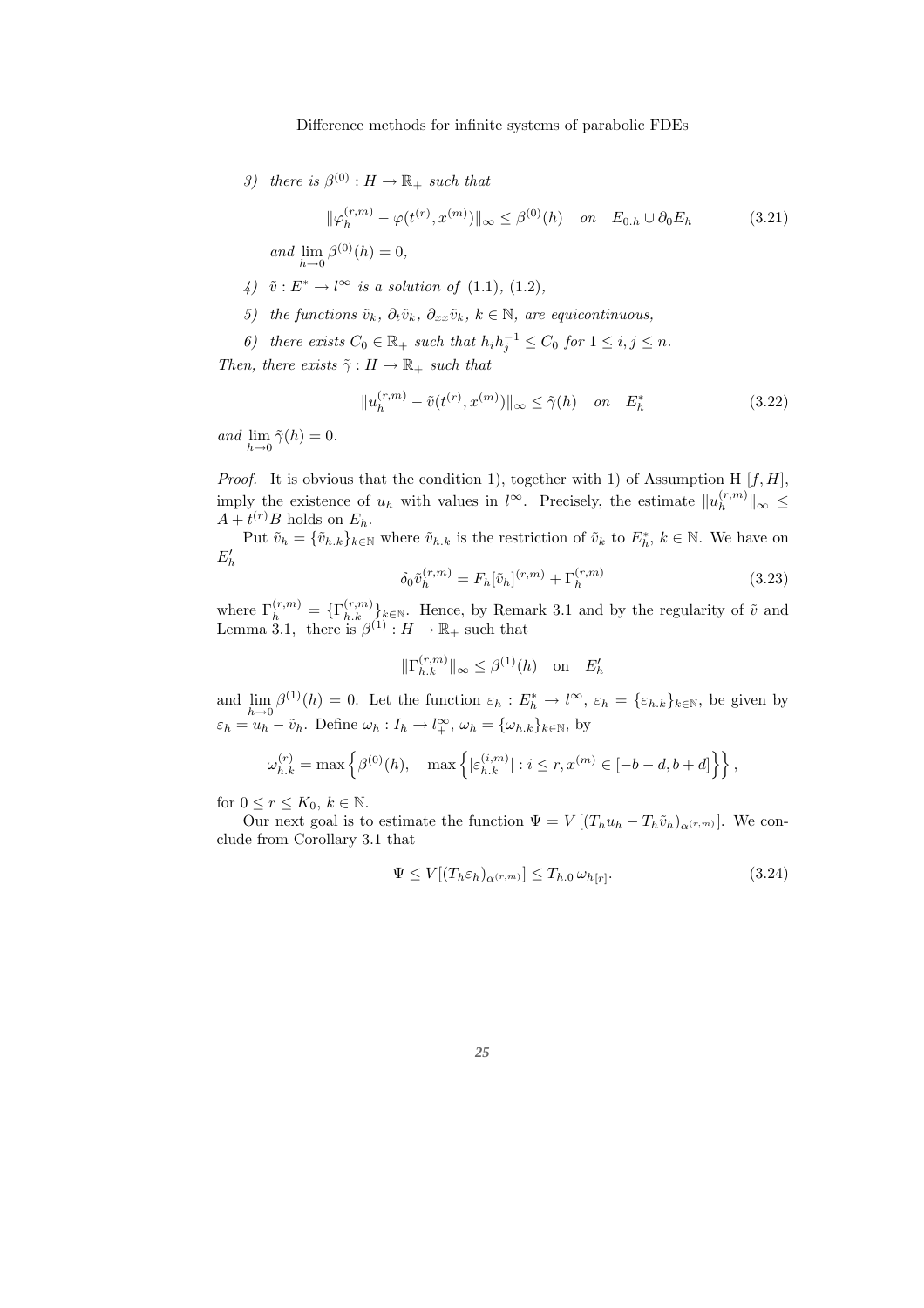*3) there is $\beta^{(0)} : H \to \mathbb{R}_+$ such that*

$$\|\varphi_h^{(r,m)} - \varphi(t^{(r)}, x^{(m)})\|_\infty \le \beta^{(0)}(h) \quad on \quad E_{0.h} \cup \partial_0 E_h \tag{3.21}$$

*and $\lim_{h\to 0} \beta^{(0)}(h) = 0$,*

*4) $\tilde{v} : E^* \to l^\infty$ is a solution of (1.1), (1.2),*

*5) the functions $\tilde{v}_k$, $\partial_t \tilde{v}_k$, $\partial_{xx}\tilde{v}_k$, $k \in \mathbb{N}$, are equicontinuous,*

*6) there exists $C_0 \in \mathbb{R}_+$ such that $h_i h_j^{-1} \le C_0$ for $1 \le i, j \le n$.*

*Then, there exists $\tilde{\gamma} : H \to \mathbb{R}_+$ such that*

$$\|u_h^{(r,m)} - \tilde{v}(t^{(r)}, x^{(m)})\|_\infty \le \tilde{\gamma}(h) \quad on \quad E_h^* \tag{3.22}$$

*and $\lim_{h\to 0} \tilde{\gamma}(h) = 0$.*

*Proof.* It is obvious that the condition 1), together with 1) of Assumption H $[f, H]$, imply the existence of $u_h$ with values in $l^\infty$. Precisely, the estimate $\|u_h^{(r,m)}\|_\infty \le A + t^{(r)}B$ holds on $E_h$.

Put $\tilde{v}_h = \{\tilde{v}_{h.k}\}_{k\in\mathbb{N}}$ where $\tilde{v}_{h.k}$ is the restriction of $\tilde{v}_k$ to $E_h^*$, $k \in \mathbb{N}$. We have on $E'_h$

$$\delta_0 \tilde{v}_h^{(r,m)} = F_h[\tilde{v}_h]^{(r,m)} + \Gamma_h^{(r,m)} \tag{3.23}$$

where $\Gamma_h^{(r,m)} = \{\Gamma_{h.k}^{(r,m)}\}_{k\in\mathbb{N}}$. Hence, by Remark 3.1 and by the regularity of $\tilde{v}$ and Lemma 3.1, there is $\beta^{(1)} : H \to \mathbb{R}_+$ such that

$$\|\Gamma_{h.k}^{(r,m)}\|_\infty \le \beta^{(1)}(h) \quad \text{on} \quad E'_h$$

and $\lim_{h\to 0} \beta^{(1)}(h) = 0$. Let the function $\varepsilon_h : E_h^* \to l^\infty$, $\varepsilon_h = \{\varepsilon_{h.k}\}_{k\in\mathbb{N}}$, be given by $\varepsilon_h = u_h - \tilde{v}_h$. Define $\omega_h : I_h \to l_+^\infty$, $\omega_h = \{\omega_{h.k}\}_{k\in\mathbb{N}}$, by

$$\omega_{h.k}^{(r)} = \max\left\{\beta^{(0)}(h), \quad \max\left\{|\varepsilon_{h.k}^{(i,m)}| : i \le r, x^{(m)} \in [-b-d, b+d]\right\}\right\},$$

for $0 \le r \le K_0$, $k \in \mathbb{N}$.

Our next goal is to estimate the function $\Psi = V\left[(T_h u_h - T_h \tilde{v}_h)_{\alpha^{(r,m)}}\right]$. We conclude from Corollary 3.1 that

$$\Psi \le V[(T_h \varepsilon_h)_{\alpha^{(r,m)}}] \le T_{h.0}\, \omega_{h[r]}. \tag{3.24}$$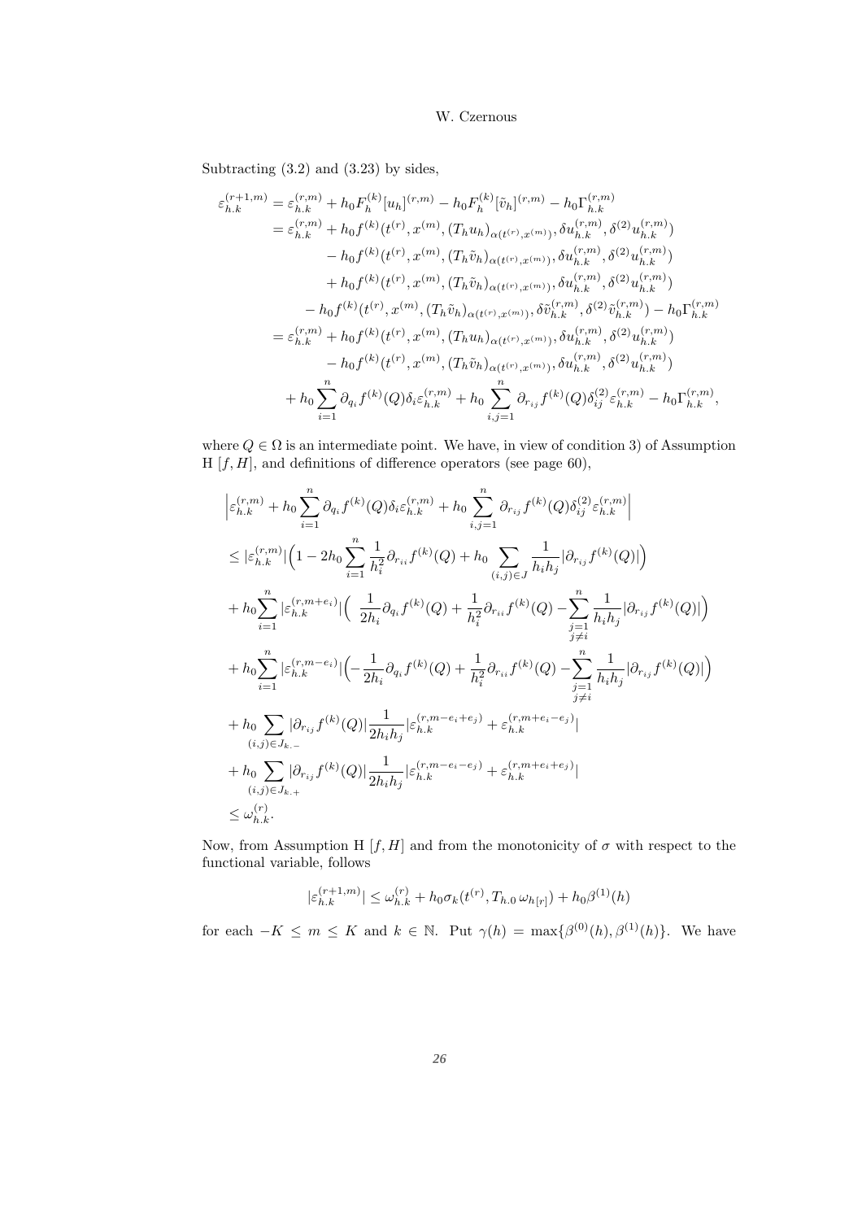Subtracting (3.2) and (3.23) by sides,

$$
\begin{aligned}
\varepsilon_{h.k}^{(r+1,m)} &= \varepsilon_{h.k}^{(r,m)} + h_0 F_h^{(k)}[u_h]^{(r,m)} - h_0 F_h^{(k)}[\tilde{v}_h]^{(r,m)} - h_0 \Gamma_{h.k}^{(r,m)} \\
&= \varepsilon_{h.k}^{(r,m)} + h_0 f^{(k)}(t^{(r)}, x^{(m)}, (T_h u_h)_{\alpha(t^{(r)},x^{(m)})}, \delta u_{h.k}^{(r,m)}, \delta^{(2)} u_{h.k}^{(r,m)}) \\
&\qquad - h_0 f^{(k)}(t^{(r)}, x^{(m)}, (T_h \tilde{v}_h)_{\alpha(t^{(r)},x^{(m)})}, \delta u_{h.k}^{(r,m)}, \delta^{(2)} u_{h.k}^{(r,m)}) \\
&\qquad + h_0 f^{(k)}(t^{(r)}, x^{(m)}, (T_h \tilde{v}_h)_{\alpha(t^{(r)},x^{(m)})}, \delta u_{h.k}^{(r,m)}, \delta^{(2)} u_{h.k}^{(r,m)}) \\
&\qquad - h_0 f^{(k)}(t^{(r)}, x^{(m)}, (T_h \tilde{v}_h)_{\alpha(t^{(r)},x^{(m)})}, \delta \tilde{v}_{h.k}^{(r,m)}, \delta^{(2)} \tilde{v}_{h.k}^{(r,m)}) - h_0 \Gamma_{h.k}^{(r,m)} \\
&= \varepsilon_{h.k}^{(r,m)} + h_0 f^{(k)}(t^{(r)}, x^{(m)}, (T_h u_h)_{\alpha(t^{(r)},x^{(m)})}, \delta u_{h.k}^{(r,m)}, \delta^{(2)} u_{h.k}^{(r,m)}) \\
&\qquad - h_0 f^{(k)}(t^{(r)}, x^{(m)}, (T_h \tilde{v}_h)_{\alpha(t^{(r)},x^{(m)})}, \delta u_{h.k}^{(r,m)}, \delta^{(2)} u_{h.k}^{(r,m)}) \\
&\qquad + h_0 \sum_{i=1}^{n} \partial_{q_i} f^{(k)}(Q) \delta_i \varepsilon_{h.k}^{(r,m)} + h_0 \sum_{i,j=1}^{n} \partial_{r_{ij}} f^{(k)}(Q) \delta_{ij}^{(2)} \varepsilon_{h.k}^{(r,m)} - h_0 \Gamma_{h.k}^{(r,m)},
\end{aligned}
$$

where $Q \in \Omega$ is an intermediate point. We have, in view of condition 3) of Assumption H $[f, H]$, and definitions of difference operators (see page 60),

$$
\begin{aligned}
&\Big| \varepsilon_{h.k}^{(r,m)} + h_0 \sum_{i=1}^{n} \partial_{q_i} f^{(k)}(Q) \delta_i \varepsilon_{h.k}^{(r,m)} + h_0 \sum_{i,j=1}^{n} \partial_{r_{ij}} f^{(k)}(Q) \delta_{ij}^{(2)} \varepsilon_{h.k}^{(r,m)} \Big| \\
&\leq |\varepsilon_{h.k}^{(r,m)}| \Big( 1 - 2h_0 \sum_{i=1}^{n} \frac{1}{h_i^2} \partial_{r_{ii}} f^{(k)}(Q) + h_0 \sum_{(i,j)\in J} \frac{1}{h_i h_j} |\partial_{r_{ij}} f^{(k)}(Q)| \Big) \\
&+ h_0 \sum_{i=1}^{n} |\varepsilon_{h.k}^{(r,m+e_i)}| \Big( \frac{1}{2h_i} \partial_{q_i} f^{(k)}(Q) + \frac{1}{h_i^2} \partial_{r_{ii}} f^{(k)}(Q) - \sum_{\substack{j=1 \\ j\neq i}}^{n} \frac{1}{h_i h_j} |\partial_{r_{ij}} f^{(k)}(Q)| \Big) \\
&+ h_0 \sum_{i=1}^{n} |\varepsilon_{h.k}^{(r,m-e_i)}| \Big( -\frac{1}{2h_i} \partial_{q_i} f^{(k)}(Q) + \frac{1}{h_i^2} \partial_{r_{ii}} f^{(k)}(Q) - \sum_{\substack{j=1 \\ j\neq i}}^{n} \frac{1}{h_i h_j} |\partial_{r_{ij}} f^{(k)}(Q)| \Big) \\
&+ h_0 \sum_{(i,j)\in J_{k.-}} |\partial_{r_{ij}} f^{(k)}(Q)| \frac{1}{2h_i h_j} |\varepsilon_{h.k}^{(r,m-e_i+e_j)} + \varepsilon_{h.k}^{(r,m+e_i-e_j)}| \\
&+ h_0 \sum_{(i,j)\in J_{k.+}} |\partial_{r_{ij}} f^{(k)}(Q)| \frac{1}{2h_i h_j} |\varepsilon_{h.k}^{(r,m-e_i-e_j)} + \varepsilon_{h.k}^{(r,m+e_i+e_j)}| \\
&\leq \omega_{h.k}^{(r)}.
\end{aligned}
$$

Now, from Assumption H $[f, H]$ and from the monotonicity of $\sigma$ with respect to the functional variable, follows

$$
|\varepsilon_{h.k}^{(r+1,m)}| \leq \omega_{h.k}^{(r)} + h_0 \sigma_k(t^{(r)}, T_{h.0}\, \omega_{h[r]}) + h_0 \beta^{(1)}(h)
$$

for each $-K \leq m \leq K$ and $k \in \mathbb{N}$. Put $\gamma(h) = \max\{\beta^{(0)}(h), \beta^{(1)}(h)\}$. We have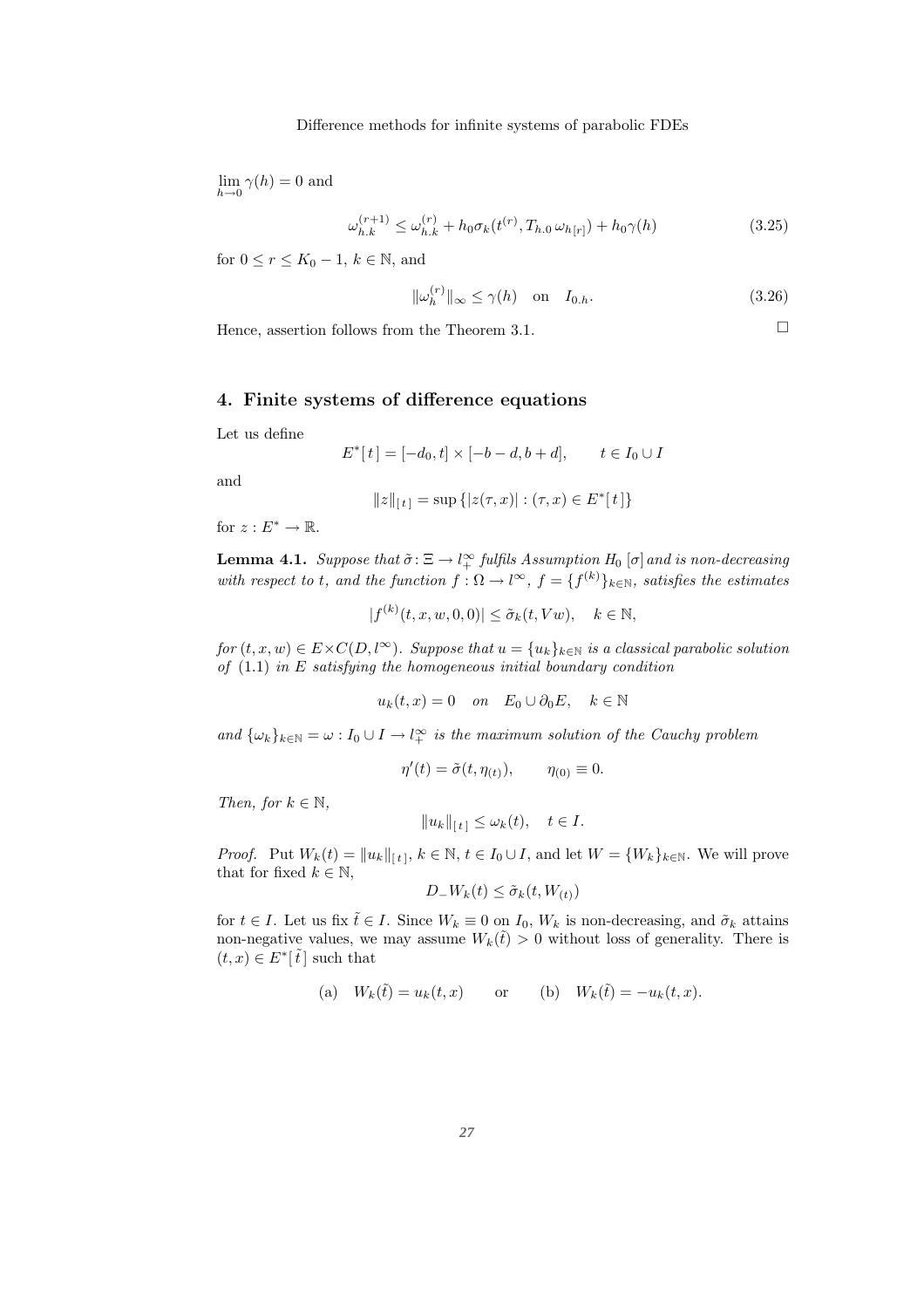$\lim_{h\to 0} \gamma(h) = 0$ and

$$\omega_{h.k}^{(r+1)} \le \omega_{h.k}^{(r)} + h_0 \sigma_k(t^{(r)}, T_{h.0}\, \omega_{h[r]}) + h_0 \gamma(h) \tag{3.25}$$

for $0 \le r \le K_0 - 1$, $k \in \mathbb{N}$, and

$$\|\omega_h^{(r)}\|_\infty \le \gamma(h) \quad \text{on} \quad I_{0.h}. \tag{3.26}$$

Hence, assertion follows from the Theorem 3.1. $\square$

## 4. Finite systems of difference equations

Let us define

$$E^*[\,t\,] = [-d_0, t] \times [-b-d, b+d], \qquad t \in I_0 \cup I$$

and

$$\|z\|_{[\,t\,]} = \sup\{|z(\tau, x)| : (\tau, x) \in E^*[\,t\,]\}$$

for $z : E^* \to \mathbb{R}$.

**Lemma 4.1.** *Suppose that $\tilde{\sigma} : \Xi \to l_+^\infty$ fulfils Assumption $H_0\,[\sigma]$ and is non-decreasing with respect to $t$, and the function $f : \Omega \to l^\infty$, $f = \{f^{(k)}\}_{k\in\mathbb{N}}$, satisfies the estimates*

$$|f^{(k)}(t, x, w, 0, 0)| \le \tilde{\sigma}_k(t, Vw), \quad k \in \mathbb{N},$$

*for $(t, x, w) \in E \times C(D, l^\infty)$. Suppose that $u = \{u_k\}_{k\in\mathbb{N}}$ is a classical parabolic solution of (1.1) in $E$ satisfying the homogeneous initial boundary condition*

$$u_k(t, x) = 0 \quad on \quad E_0 \cup \partial_0 E, \quad k \in \mathbb{N}$$

*and $\{\omega_k\}_{k\in\mathbb{N}} = \omega : I_0 \cup I \to l_+^\infty$ is the maximum solution of the Cauchy problem*

$$\eta'(t) = \tilde{\sigma}(t, \eta_{(t)}), \qquad \eta_{(0)} \equiv 0.$$

*Then, for $k \in \mathbb{N}$,*

$$\|u_k\|_{[\,t\,]} \le \omega_k(t), \quad t \in I.$$

*Proof.* Put $W_k(t) = \|u_k\|_{[\,t\,]}$, $k \in \mathbb{N}$, $t \in I_0 \cup I$, and let $W = \{W_k\}_{k\in\mathbb{N}}$. We will prove that for fixed $k \in \mathbb{N}$,

$$D_- W_k(t) \le \tilde{\sigma}_k(t, W_{(t)})$$

for $t \in I$. Let us fix $\tilde{t} \in I$. Since $W_k \equiv 0$ on $I_0$, $W_k$ is non-decreasing, and $\tilde{\sigma}_k$ attains non-negative values, we may assume $W_k(\tilde{t}) > 0$ without loss of generality. There is $(t, x) \in E^*[\,\tilde{t}\,]$ such that

$$\text{(a)} \quad W_k(\tilde{t}) = u_k(t, x) \qquad \text{or} \qquad \text{(b)} \quad W_k(\tilde{t}) = -u_k(t, x).$$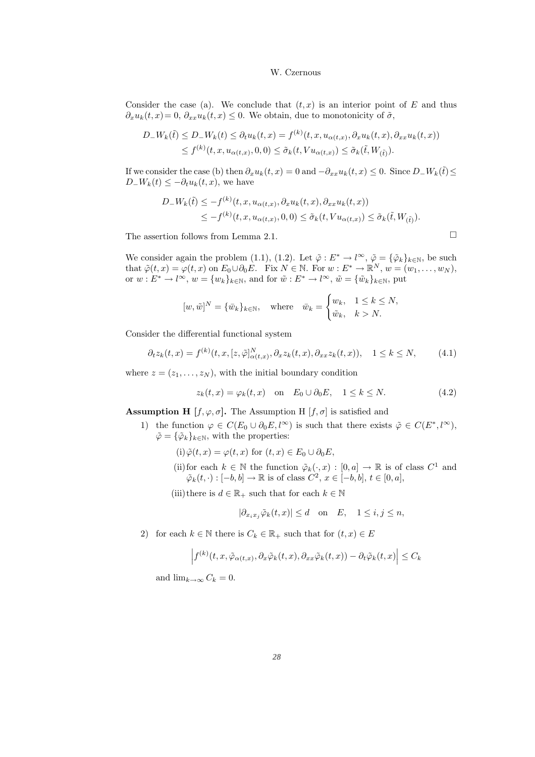Consider the case (a). We conclude that $(t,x)$ is an interior point of $E$ and thus $\partial_x u_k(t,x) = 0$, $\partial_{xx} u_k(t,x) \le 0$. We obtain, due to monotonicity of $\tilde{\sigma}$,

$$
\begin{aligned}
D_- W_k(\tilde{t}) \le D_- W_k(t) &\le \partial_t u_k(t,x) = f^{(k)}(t,x,u_{\alpha(t,x)}, \partial_x u_k(t,x), \partial_{xx} u_k(t,x)) \\
&\le f^{(k)}(t,x,u_{\alpha(t,x)},0,0) \le \tilde{\sigma}_k(t, V u_{\alpha(t,x)}) \le \tilde{\sigma}_k(\tilde{t}, W_{(\tilde{t})}).
\end{aligned}
$$

If we consider the case (b) then $\partial_x u_k(t,x) = 0$ and $-\partial_{xx} u_k(t,x) \le 0$. Since $D_- W_k(\tilde{t}) \le D_- W_k(t) \le -\partial_t u_k(t,x)$, we have

$$
\begin{aligned}
D_- W_k(\tilde{t}) &\le -f^{(k)}(t,x,u_{\alpha(t,x)}, \partial_x u_k(t,x), \partial_{xx} u_k(t,x)) \\
&\le -f^{(k)}(t,x,u_{\alpha(t,x)},0,0) \le \tilde{\sigma}_k(t, V u_{\alpha(t,x)}) \le \tilde{\sigma}_k(\tilde{t}, W_{(\tilde{t})}).
\end{aligned}
$$

The assertion follows from Lemma 2.1. □

We consider again the problem (1.1), (1.2). Let $\tilde{\varphi} : E^* \to l^\infty$, $\tilde{\varphi} = \{\tilde{\varphi}_k\}_{k\in\mathbb{N}}$, be such that $\tilde{\varphi}(t,x) = \varphi(t,x)$ on $E_0 \cup \partial_0 E$. Fix $N \in \mathbb{N}$. For $w : E^* \to \mathbb{R}^N$, $w = (w_1, \ldots, w_N)$, or $w : E^* \to l^\infty$, $w = \{w_k\}_{k\in\mathbb{N}}$, and for $\tilde{w} : E^* \to l^\infty$, $\tilde{w} = \{\tilde{w}_k\}_{k\in\mathbb{N}}$, put

$$
[w, \tilde{w}]^N = \{\bar{w}_k\}_{k\in\mathbb{N}}, \quad \text{where} \quad \bar{w}_k = \begin{cases} w_k, & 1 \le k \le N, \\ \tilde{w}_k, & k > N. \end{cases}
$$

Consider the differential functional system

$$
\partial_t z_k(t,x) = f^{(k)}(t,x,[z,\tilde{\varphi}]^N_{\alpha(t,x)}, \partial_x z_k(t,x), \partial_{xx} z_k(t,x)), \quad 1 \le k \le N, \tag{4.1}
$$

where $z = (z_1, \ldots, z_N)$, with the initial boundary condition

$$
z_k(t,x) = \varphi_k(t,x) \quad \text{on} \quad E_0 \cup \partial_0 E, \quad 1 \le k \le N. \tag{4.2}
$$

**Assumption H** $[f, \varphi, \sigma]$**.** The Assumption H $[f, \sigma]$ is satisfied and

1) the function $\varphi \in C(E_0 \cup \partial_0 E, l^\infty)$ is such that there exists $\tilde{\varphi} \in C(E^*, l^\infty)$, $\tilde{\varphi} = \{\tilde{\varphi}_k\}_{k\in\mathbb{N}}$, with the properties:

   (i) $\tilde{\varphi}(t,x) = \varphi(t,x)$ for $(t,x) \in E_0 \cup \partial_0 E$,

   (ii) for each $k \in \mathbb{N}$ the function $\tilde{\varphi}_k(\cdot, x) : [0,a] \to \mathbb{R}$ is of class $C^1$ and $\tilde{\varphi}_k(t, \cdot) : [-b,b] \to \mathbb{R}$ is of class $C^2$, $x \in [-b,b]$, $t \in [0,a]$,

   (iii) there is $d \in \mathbb{R}_+$ such that for each $k \in \mathbb{N}$

$$
|\partial_{x_i x_j} \tilde{\varphi}_k(t,x)| \le d \quad \text{on} \quad E, \quad 1 \le i,j \le n,
$$

2) for each $k \in \mathbb{N}$ there is $C_k \in \mathbb{R}_+$ such that for $(t,x) \in E$

$$
\left| f^{(k)}(t,x,\tilde{\varphi}_{\alpha(t,x)}, \partial_x \tilde{\varphi}_k(t,x), \partial_{xx} \tilde{\varphi}_k(t,x)) - \partial_t \tilde{\varphi}_k(t,x) \right| \le C_k
$$

and $\lim_{k\to\infty} C_k = 0$.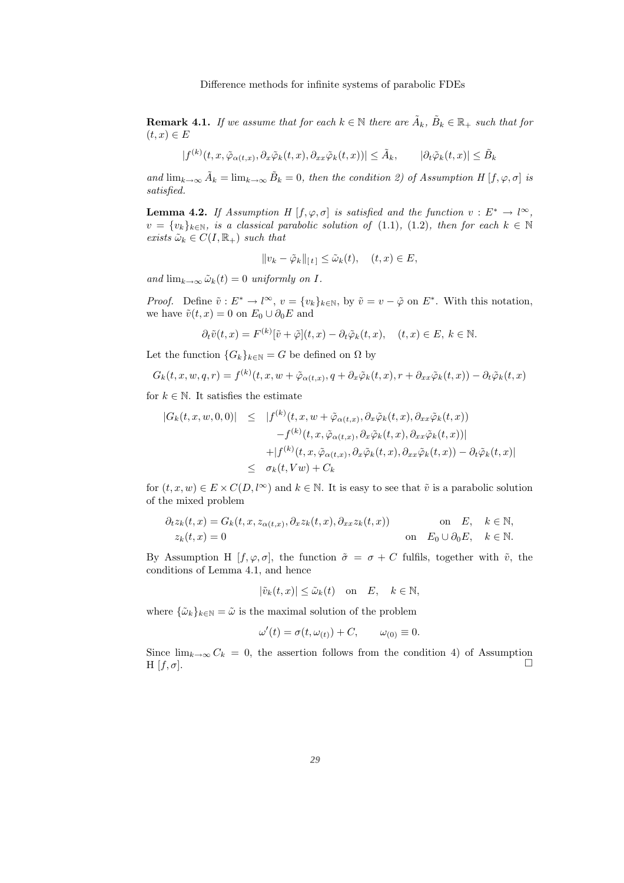**Remark 4.1.** *If we assume that for each $k \in \mathbb{N}$ there are $\tilde{A}_k$, $\tilde{B}_k \in \mathbb{R}_+$ such that for $(t,x) \in E$*

$$|f^{(k)}(t,x,\tilde{\varphi}_{\alpha(t,x)},\partial_x\tilde{\varphi}_k(t,x),\partial_{xx}\tilde{\varphi}_k(t,x))| \leq \tilde{A}_k, \qquad |\partial_t\tilde{\varphi}_k(t,x)| \leq \tilde{B}_k$$

*and $\lim_{k\to\infty}\tilde{A}_k = \lim_{k\to\infty}\tilde{B}_k = 0$, then the condition 2) of Assumption $H\,[f,\varphi,\sigma]$ is satisfied.*

**Lemma 4.2.** *If Assumption $H\,[f,\varphi,\sigma]$ is satisfied and the function $v : E^* \to l^\infty$, $v = \{v_k\}_{k\in\mathbb{N}}$, is a classical parabolic solution of (1.1), (1.2), then for each $k \in \mathbb{N}$ exists $\tilde{\omega}_k \in C(I,\mathbb{R}_+)$ such that*

$$\|v_k - \tilde{\varphi}_k\|_{[\,t\,]} \leq \tilde{\omega}_k(t), \quad (t,x) \in E,$$

*and $\lim_{k\to\infty}\tilde{\omega}_k(t) = 0$ uniformly on $I$.*

*Proof.* Define $\tilde{v} : E^* \to l^\infty$, $v = \{v_k\}_{k\in\mathbb{N}}$, by $\tilde{v} = v - \tilde{\varphi}$ on $E^*$. With this notation, we have $\tilde{v}(t,x) = 0$ on $E_0 \cup \partial_0 E$ and

$$\partial_t\tilde{v}(t,x) = F^{(k)}[\tilde{v}+\tilde{\varphi}](t,x) - \partial_t\tilde{\varphi}_k(t,x), \quad (t,x) \in E,\ k \in \mathbb{N}.$$

Let the function $\{G_k\}_{k\in\mathbb{N}} = G$ be defined on $\Omega$ by

$$G_k(t,x,w,q,r) = f^{(k)}(t,x,w+\tilde{\varphi}_{\alpha(t,x)},q+\partial_x\tilde{\varphi}_k(t,x),r+\partial_{xx}\tilde{\varphi}_k(t,x)) - \partial_t\tilde{\varphi}_k(t,x)$$

for $k \in \mathbb{N}$. It satisfies the estimate

$$\begin{aligned}
|G_k(t,x,w,0,0)| \;&\leq\; |f^{(k)}(t,x,w+\tilde{\varphi}_{\alpha(t,x)},\partial_x\tilde{\varphi}_k(t,x),\partial_{xx}\tilde{\varphi}_k(t,x)) \\
&\qquad -f^{(k)}(t,x,\tilde{\varphi}_{\alpha(t,x)},\partial_x\tilde{\varphi}_k(t,x),\partial_{xx}\tilde{\varphi}_k(t,x))| \\
&\qquad +|f^{(k)}(t,x,\tilde{\varphi}_{\alpha(t,x)},\partial_x\tilde{\varphi}_k(t,x),\partial_{xx}\tilde{\varphi}_k(t,x)) - \partial_t\tilde{\varphi}_k(t,x)| \\
&\leq\; \sigma_k(t,Vw) + C_k
\end{aligned}$$

for $(t,x,w) \in E \times C(D,l^\infty)$ and $k \in \mathbb{N}$. It is easy to see that $\tilde{v}$ is a parabolic solution of the mixed problem

$$\begin{aligned}
&\partial_t z_k(t,x) = G_k(t,x,z_{\alpha(t,x)},\partial_x z_k(t,x),\partial_{xx}z_k(t,x)) && \text{on} \quad E, \quad k \in \mathbb{N}, \\
&z_k(t,x) = 0 && \text{on} \quad E_0 \cup \partial_0 E, \quad k \in \mathbb{N}.
\end{aligned}$$

By Assumption H $[f,\varphi,\sigma]$, the function $\tilde{\sigma} = \sigma + C$ fulfils, together with $\tilde{v}$, the conditions of Lemma 4.1, and hence

$$|\tilde{v}_k(t,x)| \leq \tilde{\omega}_k(t) \quad \text{on} \quad E, \quad k \in \mathbb{N},$$

where $\{\tilde{\omega}_k\}_{k\in\mathbb{N}} = \tilde{\omega}$ is the maximal solution of the problem

$$\omega'(t) = \sigma(t,\omega_{(t)}) + C, \qquad \omega_{(0)} \equiv 0.$$

Since $\lim_{k\to\infty} C_k = 0$, the assertion follows from the condition 4) of Assumption H $[f,\sigma]$. $\square$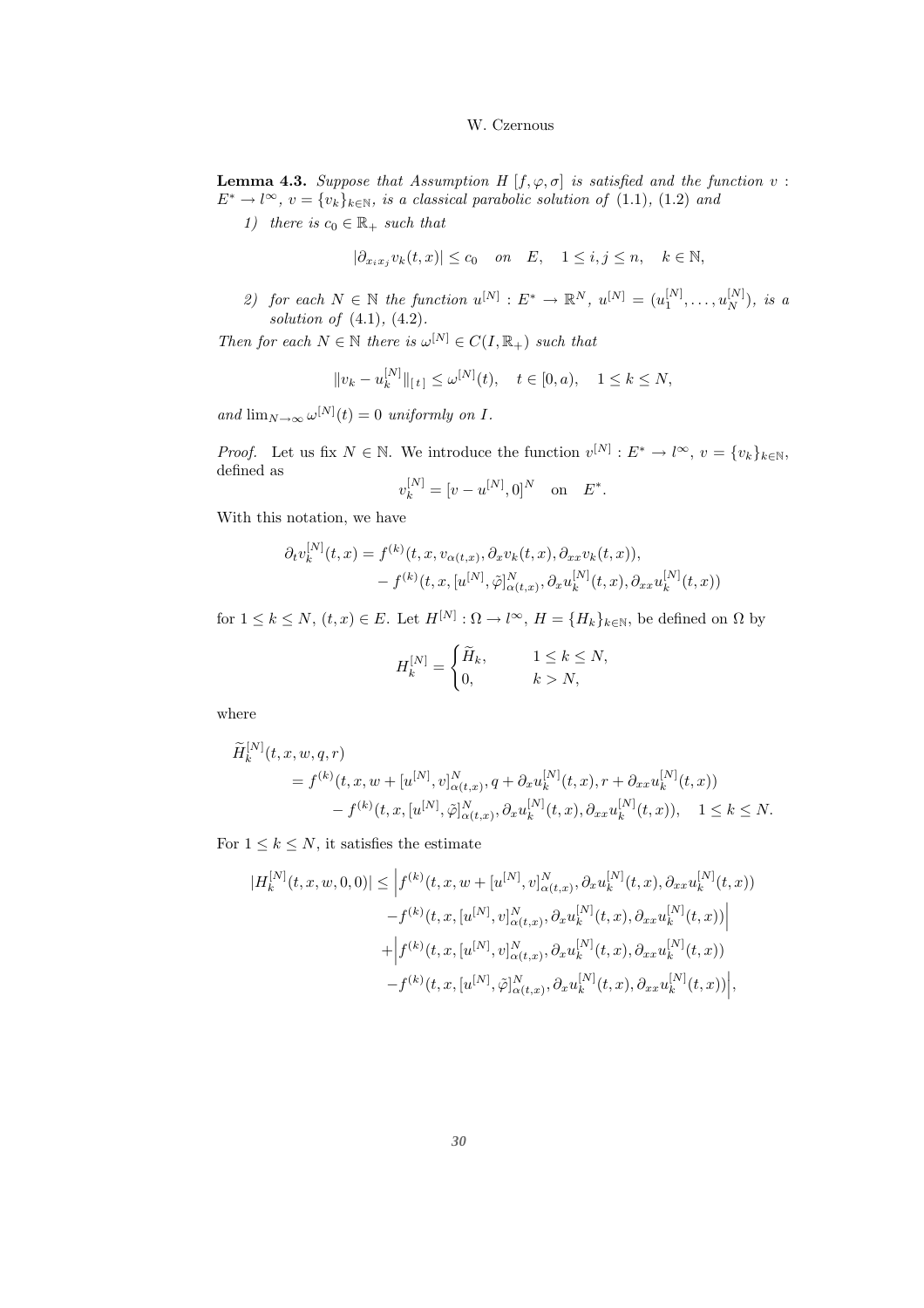**Lemma 4.3.** *Suppose that Assumption $H\,[f,\varphi,\sigma]$ is satisfied and the function $v : E^* \to l^\infty$, $v = \{v_k\}_{k\in\mathbb{N}}$, is a classical parabolic solution of* (1.1), (1.2) *and*

1) *there is $c_0 \in \mathbb{R}_+$ such that*

$$|\partial_{x_i x_j} v_k(t,x)| \le c_0 \quad on \quad E, \quad 1 \le i,j \le n, \quad k \in \mathbb{N},$$

2) *for each $N \in \mathbb{N}$ the function $u^{[N]} : E^* \to \mathbb{R}^N$, $u^{[N]} = (u_1^{[N]}, \ldots, u_N^{[N]})$, is a solution of* (4.1), (4.2).

*Then for each $N \in \mathbb{N}$ there is $\omega^{[N]} \in C(I, \mathbb{R}_+)$ such that*

$$\|v_k - u_k^{[N]}\|_{[\,t\,]} \le \omega^{[N]}(t), \quad t \in [0,a), \quad 1 \le k \le N,$$

*and $\lim_{N\to\infty} \omega^{[N]}(t) = 0$ uniformly on $I$.*

*Proof.* Let us fix $N \in \mathbb{N}$. We introduce the function $v^{[N]} : E^* \to l^\infty$, $v = \{v_k\}_{k\in\mathbb{N}}$, defined as

$$v_k^{[N]} = [v - u^{[N]}, 0]^N \quad \text{on} \quad E^*.$$

With this notation, we have

$$\begin{aligned}
\partial_t v_k^{[N]}(t,x) &= f^{(k)}(t,x,v_{\alpha(t,x)}, \partial_x v_k(t,x), \partial_{xx} v_k(t,x)),\\
&\quad - f^{(k)}(t,x,[u^{[N]}, \tilde{\varphi}]^N_{\alpha(t,x)}, \partial_x u_k^{[N]}(t,x), \partial_{xx} u_k^{[N]}(t,x))
\end{aligned}$$

for $1 \le k \le N$, $(t,x) \in E$. Let $H^{[N]} : \Omega \to l^\infty$, $H = \{H_k\}_{k\in\mathbb{N}}$, be defined on $\Omega$ by

$$H_k^{[N]} = \begin{cases} \widetilde{H}_k, & 1 \le k \le N, \\ 0, & k > N, \end{cases}$$

where

$$\begin{aligned}
&\widetilde{H}_k^{[N]}(t,x,w,q,r)\\
&\qquad = f^{(k)}(t,x,w + [u^{[N]}, v]^N_{\alpha(t,x)}, q + \partial_x u_k^{[N]}(t,x), r + \partial_{xx} u_k^{[N]}(t,x))\\
&\qquad\quad - f^{(k)}(t,x,[u^{[N]}, \tilde{\varphi}]^N_{\alpha(t,x)}, \partial_x u_k^{[N]}(t,x), \partial_{xx} u_k^{[N]}(t,x)), \quad 1 \le k \le N.
\end{aligned}$$

For $1 \le k \le N$, it satisfies the estimate

$$\begin{aligned}
|H_k^{[N]}(t,x,w,0,0)| \le \Big| & f^{(k)}(t,x,w + [u^{[N]}, v]^N_{\alpha(t,x)}, \partial_x u_k^{[N]}(t,x), \partial_{xx} u_k^{[N]}(t,x))\\
& - f^{(k)}(t,x,[u^{[N]}, v]^N_{\alpha(t,x)}, \partial_x u_k^{[N]}(t,x), \partial_{xx} u_k^{[N]}(t,x))\Big|\\
+ \Big| & f^{(k)}(t,x,[u^{[N]}, v]^N_{\alpha(t,x)}, \partial_x u_k^{[N]}(t,x), \partial_{xx} u_k^{[N]}(t,x))\\
& - f^{(k)}(t,x,[u^{[N]}, \tilde{\varphi}]^N_{\alpha(t,x)}, \partial_x u_k^{[N]}(t,x), \partial_{xx} u_k^{[N]}(t,x))\Big|,
\end{aligned}$$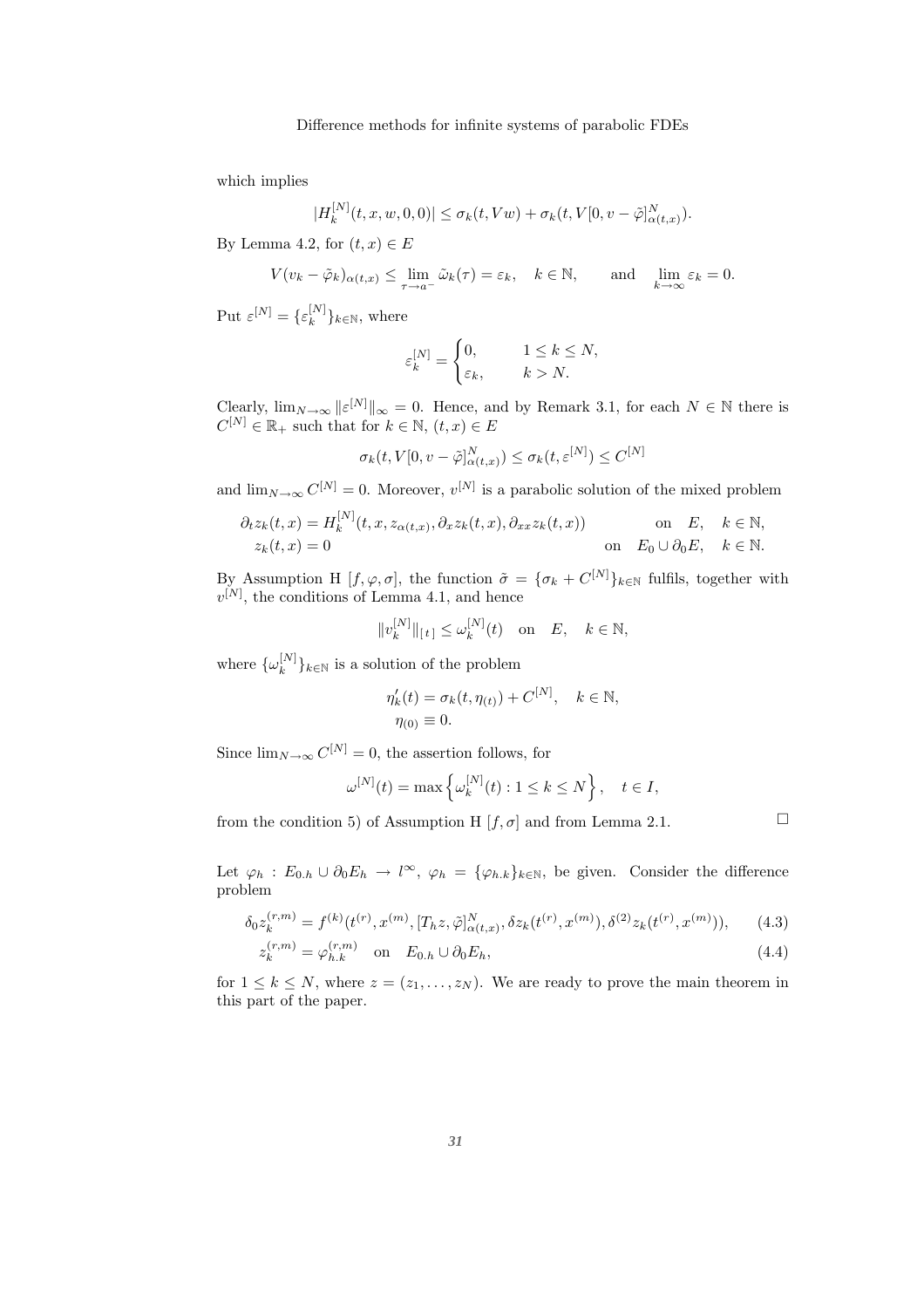which implies

$$|H_k^{[N]}(t,x,w,0,0)| \le \sigma_k(t,Vw) + \sigma_k(t,V[0,v-\tilde{\varphi}]^N_{\alpha(t,x)}).$$

By Lemma 4.2, for $(t,x)\in E$

$$V(v_k-\tilde{\varphi}_k)_{\alpha(t,x)} \le \lim_{\tau\to a^-}\tilde{\omega}_k(\tau) = \varepsilon_k, \quad k\in\mathbb{N}, \qquad \text{and} \quad \lim_{k\to\infty}\varepsilon_k = 0.$$

Put $\varepsilon^{[N]} = \{\varepsilon_k^{[N]}\}_{k\in\mathbb{N}}$, where

$$\varepsilon_k^{[N]} = \begin{cases} 0, & 1\le k\le N,\\ \varepsilon_k, & k>N. \end{cases}$$

Clearly, $\lim_{N\to\infty}\|\varepsilon^{[N]}\|_\infty = 0$. Hence, and by Remark 3.1, for each $N\in\mathbb{N}$ there is $C^{[N]}\in\mathbb{R}_+$ such that for $k\in\mathbb{N}$, $(t,x)\in E$

$$\sigma_k(t,V[0,v-\tilde{\varphi}]^N_{\alpha(t,x)}) \le \sigma_k(t,\varepsilon^{[N]}) \le C^{[N]}$$

and $\lim_{N\to\infty}C^{[N]}=0$. Moreover, $v^{[N]}$ is a parabolic solution of the mixed problem

$$\begin{aligned}
\partial_t z_k(t,x) &= H_k^{[N]}(t,x,z_{\alpha(t,x)},\partial_x z_k(t,x),\partial_{xx}z_k(t,x)) && \text{on} \quad E, \quad k\in\mathbb{N},\\
z_k(t,x) &= 0 && \text{on} \quad E_0\cup\partial_0 E, \quad k\in\mathbb{N}.
\end{aligned}$$

By Assumption H $[f,\varphi,\sigma]$, the function $\tilde{\sigma} = \{\sigma_k + C^{[N]}\}_{k\in\mathbb{N}}$ fulfils, together with $v^{[N]}$, the conditions of Lemma 4.1, and hence

$$\|v_k^{[N]}\|_{[t]} \le \omega_k^{[N]}(t) \quad \text{on} \quad E, \quad k\in\mathbb{N},$$

where $\{\omega_k^{[N]}\}_{k\in\mathbb{N}}$ is a solution of the problem

$$\begin{aligned}
\eta_k'(t) &= \sigma_k(t,\eta_{(t)}) + C^{[N]}, \quad k\in\mathbb{N},\\
\eta_{(0)} &\equiv 0.
\end{aligned}$$

Since $\lim_{N\to\infty}C^{[N]}=0$, the assertion follows, for

$$\omega^{[N]}(t) = \max\left\{\omega_k^{[N]}(t) : 1\le k\le N\right\}, \quad t\in I,$$

from the condition 5) of Assumption H $[f,\sigma]$ and from Lemma 2.1. □

Let $\varphi_h : E_{0.h}\cup\partial_0 E_h \to l^\infty$, $\varphi_h = \{\varphi_{h.k}\}_{k\in\mathbb{N}}$, be given. Consider the difference problem

$$\delta_0 z_k^{(r,m)} = f^{(k)}(t^{(r)},x^{(m)},[T_h z,\tilde{\varphi}]^N_{\alpha(t,x)},\delta z_k(t^{(r)},x^{(m)}),\delta^{(2)}z_k(t^{(r)},x^{(m)})), \tag{4.3}$$

$$z_k^{(r,m)} = \varphi_{h.k}^{(r,m)} \quad \text{on} \quad E_{0.h}\cup\partial_0 E_h, \tag{4.4}$$

for $1\le k\le N$, where $z=(z_1,\ldots,z_N)$. We are ready to prove the main theorem in this part of the paper.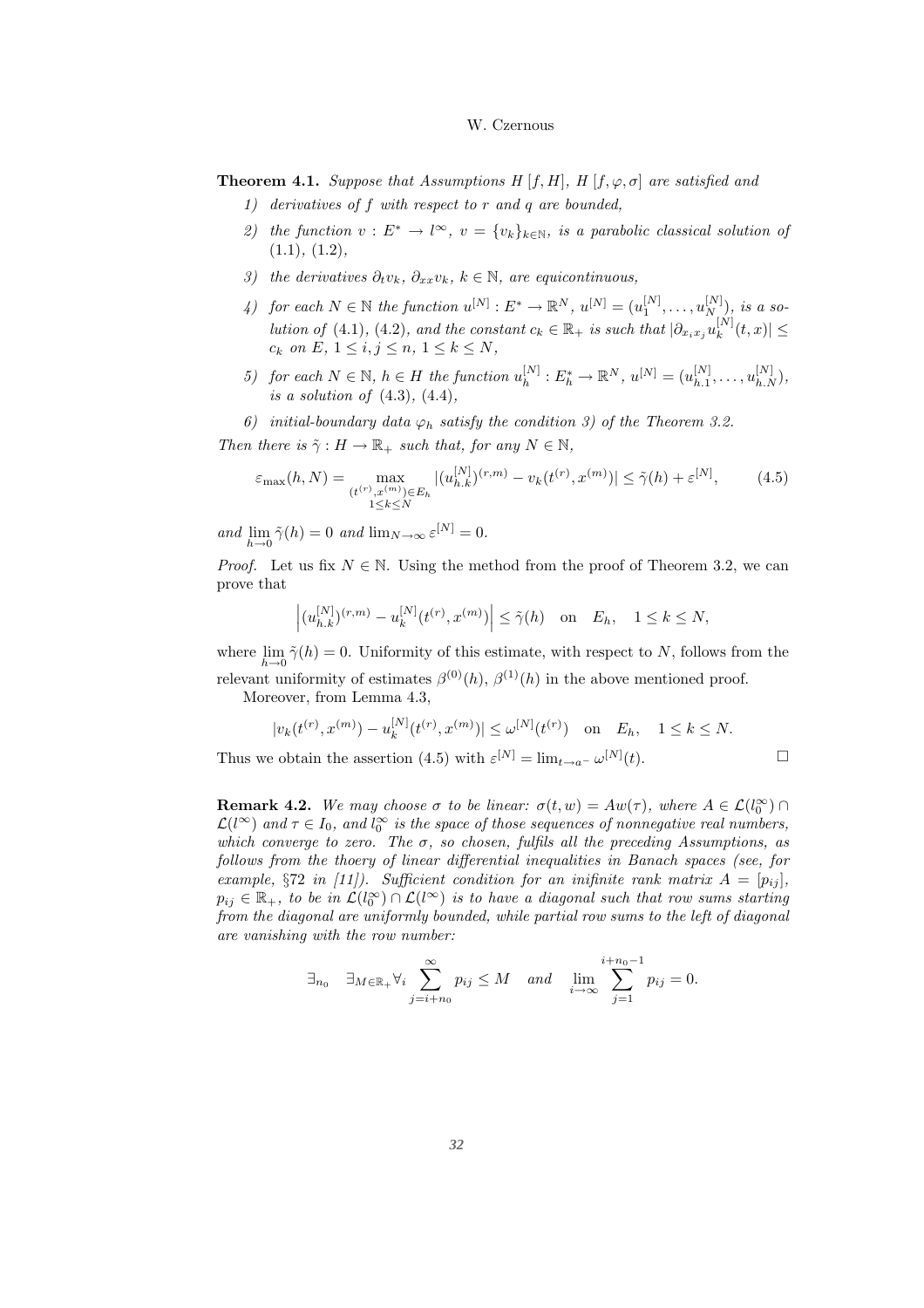**Theorem 4.1.** *Suppose that Assumptions $H[f,H]$, $H[f,\varphi,\sigma]$ are satisfied and*

1) *derivatives of $f$ with respect to $r$ and $q$ are bounded,*
2) *the function $v : E^* \to l^\infty$, $v = \{v_k\}_{k\in\mathbb{N}}$, is a parabolic classical solution of (1.1), (1.2),*
3) *the derivatives $\partial_t v_k$, $\partial_{xx} v_k$, $k \in \mathbb{N}$, are equicontinuous,*
4) *for each $N \in \mathbb{N}$ the function $u^{[N]} : E^* \to \mathbb{R}^N$, $u^{[N]} = (u_1^{[N]}, \ldots, u_N^{[N]})$, is a solution of (4.1), (4.2), and the constant $c_k \in \mathbb{R}_+$ is such that $|\partial_{x_i x_j} u_k^{[N]}(t,x)| \leq c_k$ on $E$, $1 \leq i,j \leq n$, $1 \leq k \leq N$,*
5) *for each $N \in \mathbb{N}$, $h \in H$ the function $u_h^{[N]} : E_h^* \to \mathbb{R}^N$, $u^{[N]} = (u_{h.1}^{[N]}, \ldots, u_{h.N}^{[N]})$, is a solution of (4.3), (4.4),*
6) *initial-boundary data $\varphi_h$ satisfy the condition 3) of the Theorem 3.2.*

*Then there is $\tilde{\gamma} : H \to \mathbb{R}_+$ such that, for any $N \in \mathbb{N}$,*

$$\varepsilon_{\max}(h,N) = \max_{\substack{(t^{(r)},x^{(m)})\in E_h \\ 1\leq k\leq N}} |(u_{h.k}^{[N]})^{(r,m)} - v_k(t^{(r)},x^{(m)})| \leq \tilde{\gamma}(h) + \varepsilon^{[N]}, \tag{4.5}$$

*and $\lim_{h\to 0} \tilde{\gamma}(h) = 0$ and $\lim_{N\to\infty} \varepsilon^{[N]} = 0$.*

*Proof.* Let us fix $N \in \mathbb{N}$. Using the method from the proof of Theorem 3.2, we can prove that

$$\left|(u_{h.k}^{[N]})^{(r,m)} - u_k^{[N]}(t^{(r)},x^{(m)})\right| \leq \tilde{\gamma}(h) \quad \text{on} \quad E_h, \quad 1 \leq k \leq N,$$

where $\lim_{h\to 0} \tilde{\gamma}(h) = 0$. Uniformity of this estimate, with respect to $N$, follows from the relevant uniformity of estimates $\beta^{(0)}(h)$, $\beta^{(1)}(h)$ in the above mentioned proof.

Moreover, from Lemma 4.3,

$$|v_k(t^{(r)},x^{(m)}) - u_k^{[N]}(t^{(r)},x^{(m)})| \leq \omega^{[N]}(t^{(r)}) \quad \text{on} \quad E_h, \quad 1 \leq k \leq N.$$

Thus we obtain the assertion (4.5) with $\varepsilon^{[N]} = \lim_{t\to a^-} \omega^{[N]}(t)$. $\square$

**Remark 4.2.** *We may choose $\sigma$ to be linear: $\sigma(t,w) = Aw(\tau)$, where $A \in \mathcal{L}(l_0^\infty) \cap \mathcal{L}(l^\infty)$ and $\tau \in I_0$, and $l_0^\infty$ is the space of those sequences of nonnegative real numbers, which converge to zero. The $\sigma$, so chosen, fulfils all the preceding Assumptions, as follows from the thoery of linear differential inequalities in Banach spaces (see, for example, §72 in [11]). Sufficient condition for an inifinite rank matrix $A = [p_{ij}]$, $p_{ij} \in \mathbb{R}_+$, to be in $\mathcal{L}(l_0^\infty) \cap \mathcal{L}(l^\infty)$ is to have a diagonal such that row sums starting from the diagonal are uniformly bounded, while partial row sums to the left of diagonal are vanishing with the row number:*

$$\exists_{n_0} \quad \exists_{M\in\mathbb{R}_+} \forall_i \sum_{j=i+n_0}^{\infty} p_{ij} \leq M \quad \text{and} \quad \lim_{i\to\infty} \sum_{j=1}^{i+n_0-1} p_{ij} = 0.$$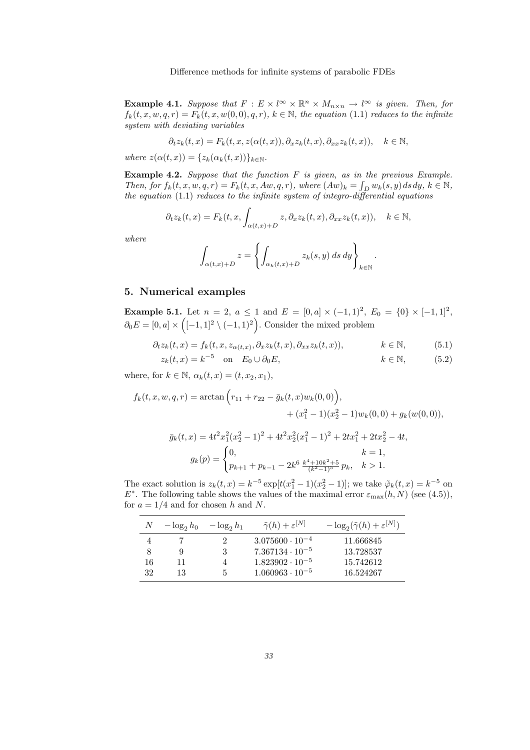**Example 4.1.** *Suppose that $F : E \times l^\infty \times \mathbb{R}^n \times M_{n\times n} \to l^\infty$ is given. Then, for $f_k(t,x,w,q,r) = F_k(t,x,w(0,0),q,r)$, $k \in \mathbb{N}$, the equation* (1.1) *reduces to the infinite system with deviating variables*

$$\partial_t z_k(t,x) = F_k(t,x,z(\alpha(t,x)), \partial_x z_k(t,x), \partial_{xx} z_k(t,x)), \quad k \in \mathbb{N},$$

*where $z(\alpha(t,x)) = \{z_k(\alpha_k(t,x))\}_{k\in\mathbb{N}}$.*

**Example 4.2.** *Suppose that the function $F$ is given, as in the previous Example. Then, for $f_k(t,x,w,q,r) = F_k(t,x,Aw,q,r)$, where $(Aw)_k = \int_D w_k(s,y)\,ds\,dy$, $k \in \mathbb{N}$, the equation* (1.1) *reduces to the infinite system of integro-differential equations*

$$\partial_t z_k(t,x) = F_k(t,x,\int_{\alpha(t,x)+D} z, \partial_x z_k(t,x), \partial_{xx} z_k(t,x)), \quad k \in \mathbb{N},$$

*where*

$$\int_{\alpha(t,x)+D} z = \left\{ \int_{\alpha_k(t,x)+D} z_k(s,y)\,ds\,dy \right\}_{k\in\mathbb{N}}.$$

## 5. Numerical examples

**Example 5.1.** Let $n = 2$, $a \le 1$ and $E = [0,a] \times (-1,1)^2$, $E_0 = \{0\} \times [-1,1]^2$, $\partial_0 E = [0,a] \times \Big([-1,1]^2 \setminus (-1,1)^2\Big)$. Consider the mixed problem

$$\partial_t z_k(t,x) = f_k(t,x,z_{\alpha(t,x)}, \partial_x z_k(t,x), \partial_{xx} z_k(t,x)), \qquad k \in \mathbb{N}, \tag{5.1}$$

$$z_k(t,x) = k^{-5} \quad \text{on} \quad E_0 \cup \partial_0 E, \qquad k \in \mathbb{N}, \tag{5.2}$$

where, for $k \in \mathbb{N}$, $\alpha_k(t,x) = (t, x_2, x_1)$,

$$f_k(t,x,w,q,r) = \arctan\Big(r_{11} + r_{22} - \bar{g}_k(t,x) w_k(0,0)\Big), \\ + (x_1^2 - 1)(x_2^2 - 1) w_k(0,0) + g_k(w(0,0)),$$

$$\bar{g}_k(t,x) = 4t^2 x_1^2 (x_2^2 - 1)^2 + 4t^2 x_2^2 (x_1^2 - 1)^2 + 2t x_1^2 + 2t x_2^2 - 4t,$$

$$g_k(p) = \begin{cases} 0, & k = 1, \\ p_{k+1} + p_{k-1} - 2k^6 \, \frac{k^4 + 10k^2 + 5}{(k^2-1)^5}\, p_k, & k > 1. \end{cases}$$

The exact solution is $z_k(t,x) = k^{-5} \exp[t(x_1^2 - 1)(x_2^2 - 1)]$; we take $\tilde{\varphi}_k(t,x) = k^{-5}$ on $E^*$. The following table shows the values of the maximal error $\varepsilon_{\max}(h,N)$ (see (4.5)), for $a = 1/4$ and for chosen $h$ and $N$.

| $N$ | $-\log_2 h_0$ | $-\log_2 h_1$ | $\tilde{\gamma}(h) + \varepsilon^{[N]}$ | $-\log_2(\tilde{\gamma}(h) + \varepsilon^{[N]})$ |
|---|---|---|---|---|
| 4 | 7 | 2 | $3.075600 \cdot 10^{-4}$ | 11.666845 |
| 8 | 9 | 3 | $7.367134 \cdot 10^{-5}$ | 13.728537 |
| 16 | 11 | 4 | $1.823902 \cdot 10^{-5}$ | 15.742612 |
| 32 | 13 | 5 | $1.060963 \cdot 10^{-5}$ | 16.524267 |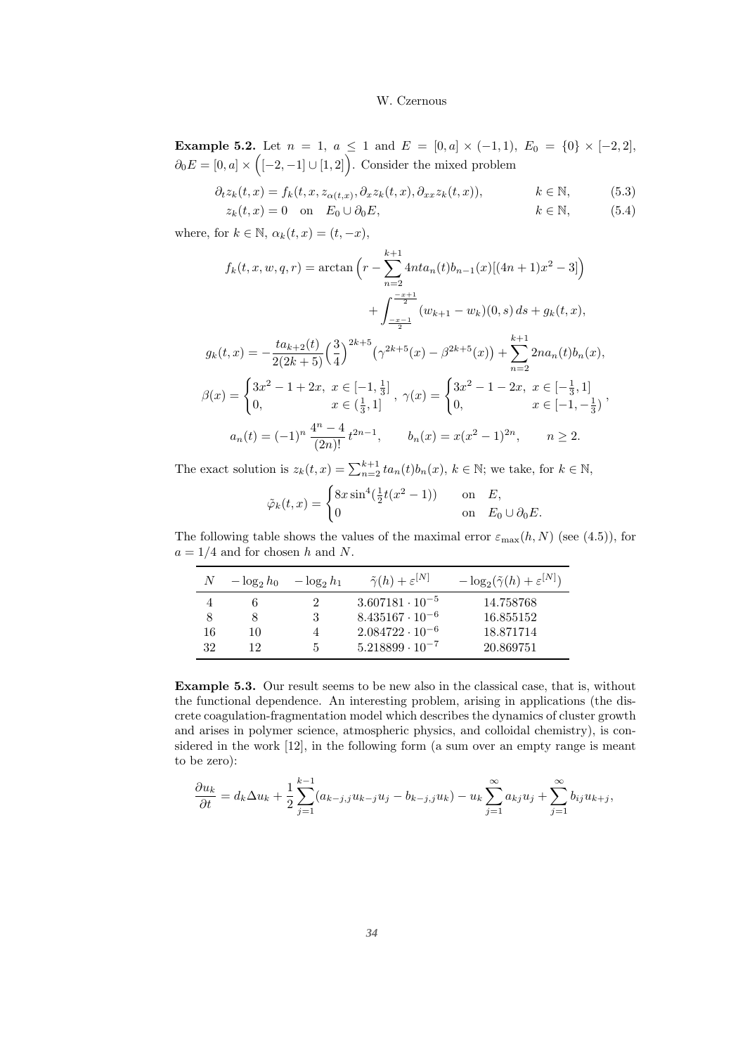**Example 5.2.** Let $n = 1$, $a \leq 1$ and $E = [0, a] \times (-1, 1)$, $E_0 = \{0\} \times [-2, 2]$, $\partial_0 E = [0, a] \times \Big([-2, -1] \cup [1, 2]\Big)$. Consider the mixed problem

$$\partial_t z_k(t, x) = f_k(t, x, z_{\alpha(t,x)}, \partial_x z_k(t, x), \partial_{xx} z_k(t, x)), \qquad k \in \mathbb{N}, \tag{5.3}$$

$$z_k(t, x) = 0 \quad \text{on} \quad E_0 \cup \partial_0 E, \qquad k \in \mathbb{N}, \tag{5.4}$$

where, for $k \in \mathbb{N}$, $\alpha_k(t, x) = (t, -x)$,

$$f_k(t, x, w, q, r) = \arctan\Big(r - \sum_{n=2}^{k+1} 4nta_n(t)b_{n-1}(x)[(4n+1)x^2 - 3]\Big) + \int_{\frac{-x-1}{2}}^{\frac{-x+1}{2}} (w_{k+1} - w_k)(0, s)\, ds + g_k(t, x),$$

$$g_k(t, x) = -\frac{ta_{k+2}(t)}{2(2k+5)}\Big(\frac{3}{4}\Big)^{2k+5}\big(\gamma^{2k+5}(x) - \beta^{2k+5}(x)\big) + \sum_{n=2}^{k+1} 2na_n(t)b_n(x),$$

$$\beta(x) = \begin{cases} 3x^2 - 1 + 2x, & x \in [-1, \frac{1}{3}] \\ 0, & x \in (\frac{1}{3}, 1] \end{cases}, \quad \gamma(x) = \begin{cases} 3x^2 - 1 - 2x, & x \in [-\frac{1}{3}, 1] \\ 0, & x \in [-1, -\frac{1}{3}) \end{cases},$$

$$a_n(t) = (-1)^n \, \frac{4^n - 4}{(2n)!} \, t^{2n-1}, \qquad b_n(x) = x(x^2 - 1)^{2n}, \qquad n \geq 2.$$

The exact solution is $z_k(t, x) = \sum_{n=2}^{k+1} ta_n(t)b_n(x)$, $k \in \mathbb{N}$; we take, for $k \in \mathbb{N}$,

$$\tilde{\varphi}_k(t, x) = \begin{cases} 8x \sin^4(\frac{1}{2}t(x^2 - 1)) & \text{on} \quad E, \\ 0 & \text{on} \quad E_0 \cup \partial_0 E. \end{cases}$$

The following table shows the values of the maximal error $\varepsilon_{\max}(h, N)$ (see (4.5)), for $a = 1/4$ and for chosen $h$ and $N$.

| $N$ | $-\log_2 h_0$ | $-\log_2 h_1$ | $\tilde{\gamma}(h) + \varepsilon^{[N]}$ | $-\log_2(\tilde{\gamma}(h) + \varepsilon^{[N]})$ |
|---|---|---|---|---|
| 4 | 6 | 2 | $3.607181 \cdot 10^{-5}$ | 14.758768 |
| 8 | 8 | 3 | $8.435167 \cdot 10^{-6}$ | 16.855152 |
| 16 | 10 | 4 | $2.084722 \cdot 10^{-6}$ | 18.871714 |
| 32 | 12 | 5 | $5.218899 \cdot 10^{-7}$ | 20.869751 |

**Example 5.3.** Our result seems to be new also in the classical case, that is, without the functional dependence. An interesting problem, arising in applications (the discrete coagulation-fragmentation model which describes the dynamics of cluster growth and arises in polymer science, atmospheric physics, and colloidal chemistry), is considered in the work [12], in the following form (a sum over an empty range is meant to be zero):

$$\frac{\partial u_k}{\partial t} = d_k \Delta u_k + \frac{1}{2}\sum_{j=1}^{k-1}(a_{k-j,j}u_{k-j}u_j - b_{k-j,j}u_k) - u_k \sum_{j=1}^{\infty} a_{kj}u_j + \sum_{j=1}^{\infty} b_{ij}u_{k+j},$$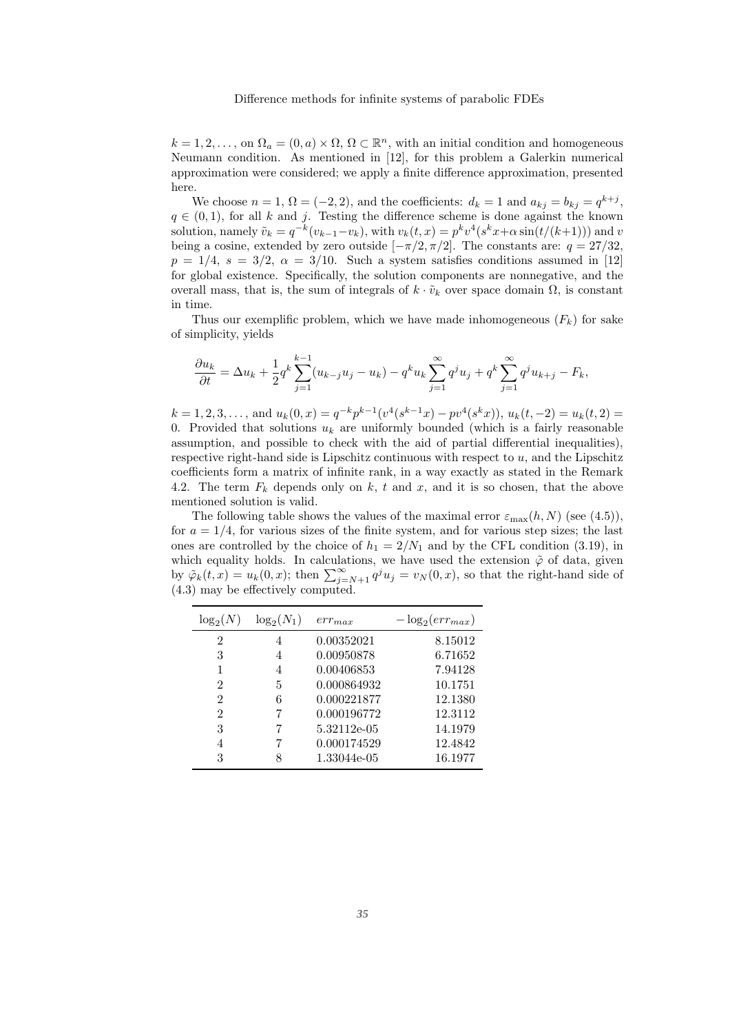$k = 1, 2, \ldots$, on $\Omega_a = (0, a) \times \Omega$, $\Omega \subset \mathbb{R}^n$, with an initial condition and homogeneous Neumann condition. As mentioned in [12], for this problem a Galerkin numerical approximation were considered; we apply a finite difference approximation, presented here.

We choose $n = 1$, $\Omega = (-2, 2)$, and the coefficients: $d_k = 1$ and $a_{kj} = b_{kj} = q^{k+j}$, $q \in (0, 1)$, for all $k$ and $j$. Testing the difference scheme is done against the known solution, namely $\tilde{v}_k = q^{-k}(v_{k-1} - v_k)$, with $v_k(t, x) = p^k v^4(s^k x + \alpha \sin(t/(k+1)))$ and $v$ being a cosine, extended by zero outside $[-\pi/2, \pi/2]$. The constants are: $q = 27/32$, $p = 1/4$, $s = 3/2$, $\alpha = 3/10$. Such a system satisfies conditions assumed in [12] for global existence. Specifically, the solution components are nonnegative, and the overall mass, that is, the sum of integrals of $k \cdot \tilde{v}_k$ over space domain $\Omega$, is constant in time.

Thus our exemplific problem, which we have made inhomogeneous ($F_k$) for sake of simplicity, yields

$$\frac{\partial u_k}{\partial t} = \Delta u_k + \frac{1}{2} q^k \sum_{j=1}^{k-1} (u_{k-j} u_j - u_k) - q^k u_k \sum_{j=1}^{\infty} q^j u_j + q^k \sum_{j=1}^{\infty} q^j u_{k+j} - F_k,$$

$k = 1, 2, 3, \ldots$, and $u_k(0, x) = q^{-k} p^{k-1}(v^4(s^{k-1}x) - p v^4(s^k x))$, $u_k(t, -2) = u_k(t, 2) = 0$. Provided that solutions $u_k$ are uniformly bounded (which is a fairly reasonable assumption, and possible to check with the aid of partial differential inequalities), respective right-hand side is Lipschitz continuous with respect to $u$, and the Lipschitz coefficients form a matrix of infinite rank, in a way exactly as stated in the Remark 4.2. The term $F_k$ depends only on $k$, $t$ and $x$, and it is so chosen, that the above mentioned solution is valid.

The following table shows the values of the maximal error $\varepsilon_{\max}(h, N)$ (see (4.5)), for $a = 1/4$, for various sizes of the finite system, and for various step sizes; the last ones are controlled by the choice of $h_1 = 2/N_1$ and by the CFL condition (3.19), in which equality holds. In calculations, we have used the extension $\tilde{\varphi}$ of data, given by $\tilde{\varphi}_k(t, x) = u_k(0, x)$; then $\sum_{j=N+1}^{\infty} q^j u_j = v_N(0, x)$, so that the right-hand side of (4.3) may be effectively computed.

| $\log_2(N)$ | $\log_2(N_1)$ | $err_{max}$ | $-\log_2(err_{max})$ |
|---|---|---|---|
| 2 | 4 | 0.00352021 | 8.15012 |
| 3 | 4 | 0.00950878 | 6.71652 |
| 1 | 4 | 0.00406853 | 7.94128 |
| 2 | 5 | 0.000864932 | 10.1751 |
| 2 | 6 | 0.000221877 | 12.1380 |
| 2 | 7 | 0.000196772 | 12.3112 |
| 3 | 7 | 5.32112e-05 | 14.1979 |
| 4 | 7 | 0.000174529 | 12.4842 |
| 3 | 8 | 1.33044e-05 | 16.1977 |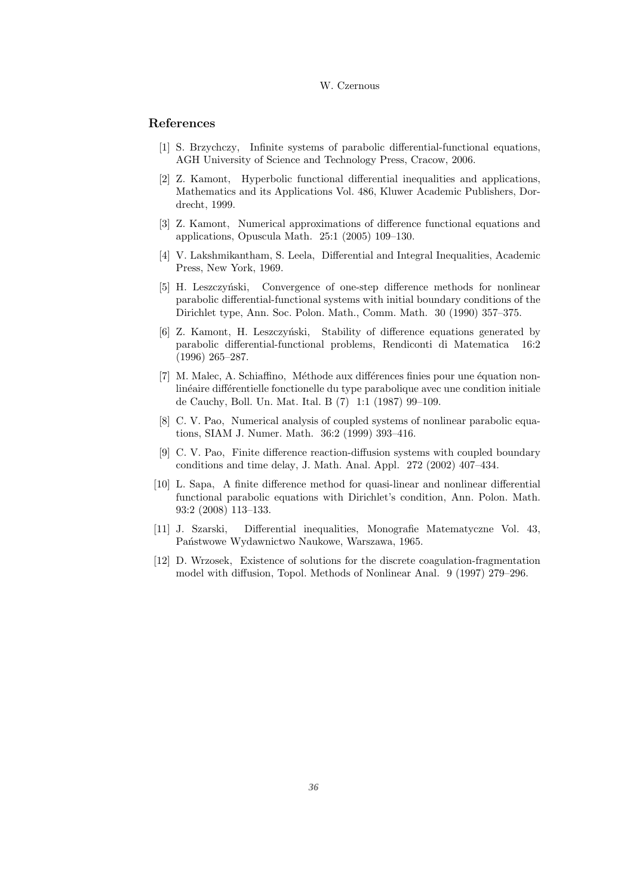## References

[1] S. Brzychczy, Infinite systems of parabolic differential-functional equations, AGH University of Science and Technology Press, Cracow, 2006.

[2] Z. Kamont, Hyperbolic functional differential inequalities and applications, Mathematics and its Applications Vol. 486, Kluwer Academic Publishers, Dordrecht, 1999.

[3] Z. Kamont, Numerical approximations of difference functional equations and applications, Opuscula Math. 25:1 (2005) 109–130.

[4] V. Lakshmikantham, S. Leela, Differential and Integral Inequalities, Academic Press, New York, 1969.

[5] H. Leszczyński, Convergence of one-step difference methods for nonlinear parabolic differential-functional systems with initial boundary conditions of the Dirichlet type, Ann. Soc. Polon. Math., Comm. Math. 30 (1990) 357–375.

[6] Z. Kamont, H. Leszczyński, Stability of difference equations generated by parabolic differential-functional problems, Rendiconti di Matematica 16:2 (1996) 265–287.

[7] M. Malec, A. Schiaffino, Méthode aux différences finies pour une équation non-linéaire différentielle fonctionelle du type parabolique avec une condition initiale de Cauchy, Boll. Un. Mat. Ital. B (7) 1:1 (1987) 99–109.

[8] C. V. Pao, Numerical analysis of coupled systems of nonlinear parabolic equations, SIAM J. Numer. Math. 36:2 (1999) 393–416.

[9] C. V. Pao, Finite difference reaction-diffusion systems with coupled boundary conditions and time delay, J. Math. Anal. Appl. 272 (2002) 407–434.

[10] L. Sapa, A finite difference method for quasi-linear and nonlinear differential functional parabolic equations with Dirichlet's condition, Ann. Polon. Math. 93:2 (2008) 113–133.

[11] J. Szarski, Differential inequalities, Monografie Matematyczne Vol. 43, Państwowe Wydawnictwo Naukowe, Warszawa, 1965.

[12] D. Wrzosek, Existence of solutions for the discrete coagulation-fragmentation model with diffusion, Topol. Methods of Nonlinear Anal. 9 (1997) 279–296.